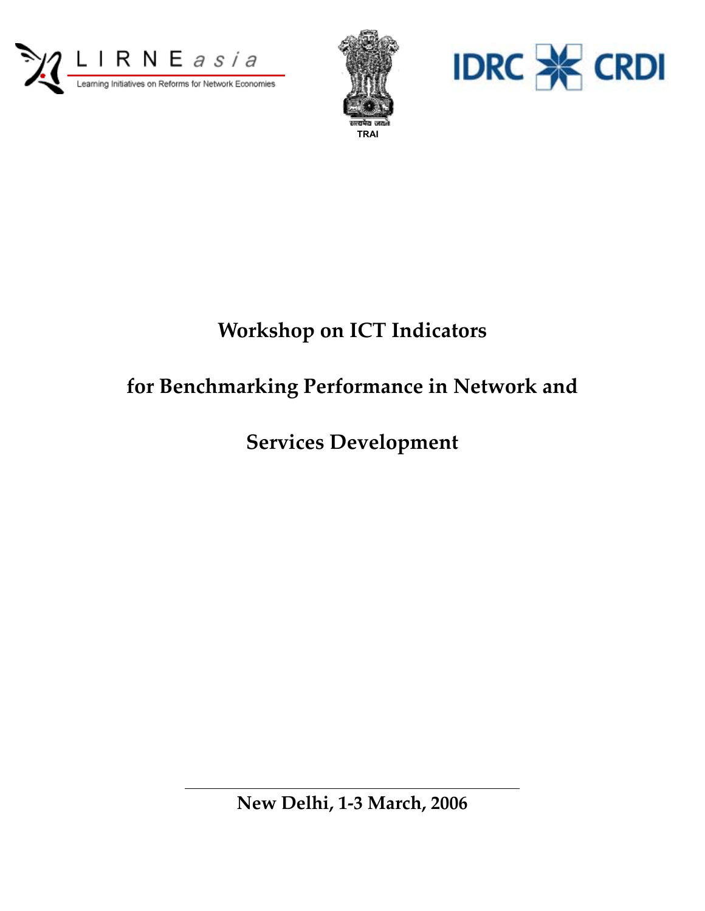LIRNEasia
Learning Initiatives on Reforms for Network Economies

सत्यमेव जयते
TRAI

IDRC CRDI

# Workshop on ICT Indicators for Benchmarking Performance in Network and Services Development

**New Delhi, 1-3 March, 2006**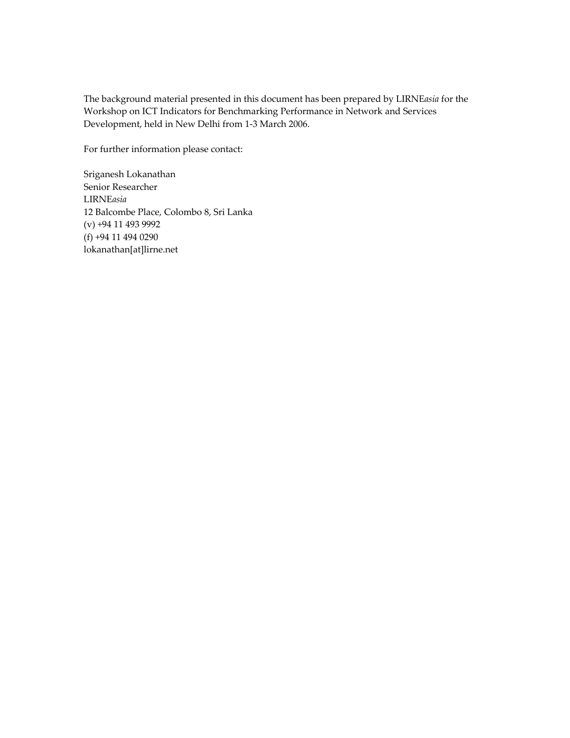The background material presented in this document has been prepared by LIRNE*asia* for the Workshop on ICT Indicators for Benchmarking Performance in Network and Services Development, held in New Delhi from 1-3 March 2006.

For further information please contact:

Sriganesh Lokanathan  
Senior Researcher  
LIRNE*asia*  
12 Balcombe Place, Colombo 8, Sri Lanka  
(v) +94 11 493 9992  
(f) +94 11 494 0290  
lokanathan[at]lirne.net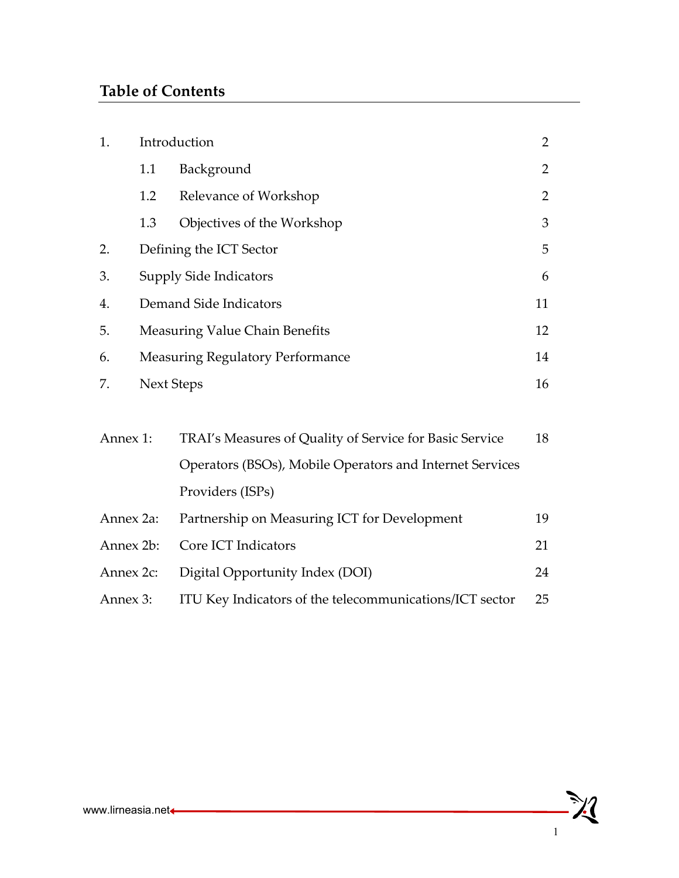## Table of Contents

| | | | |
|---|---|---|---|
| 1. | Introduction | | 2 |
| | 1.1 | Background | 2 |
| | 1.2 | Relevance of Workshop | 2 |
| | 1.3 | Objectives of the Workshop | 3 |
| 2. | Defining the ICT Sector | | 5 |
| 3. | Supply Side Indicators | | 6 |
| 4. | Demand Side Indicators | | 11 |
| 5. | Measuring Value Chain Benefits | | 12 |
| 6. | Measuring Regulatory Performance | | 14 |
| 7. | Next Steps | | 16 |

| | | |
|---|---|---|
| Annex 1: | TRAI's Measures of Quality of Service for Basic Service Operators (BSOs), Mobile Operators and Internet Services Providers (ISPs) | 18 |
| Annex 2a: | Partnership on Measuring ICT for Development | 19 |
| Annex 2b: | Core ICT Indicators | 21 |
| Annex 2c: | Digital Opportunity Index (DOI) | 24 |
| Annex 3: | ITU Key Indicators of the telecommunications/ICT sector | 25 |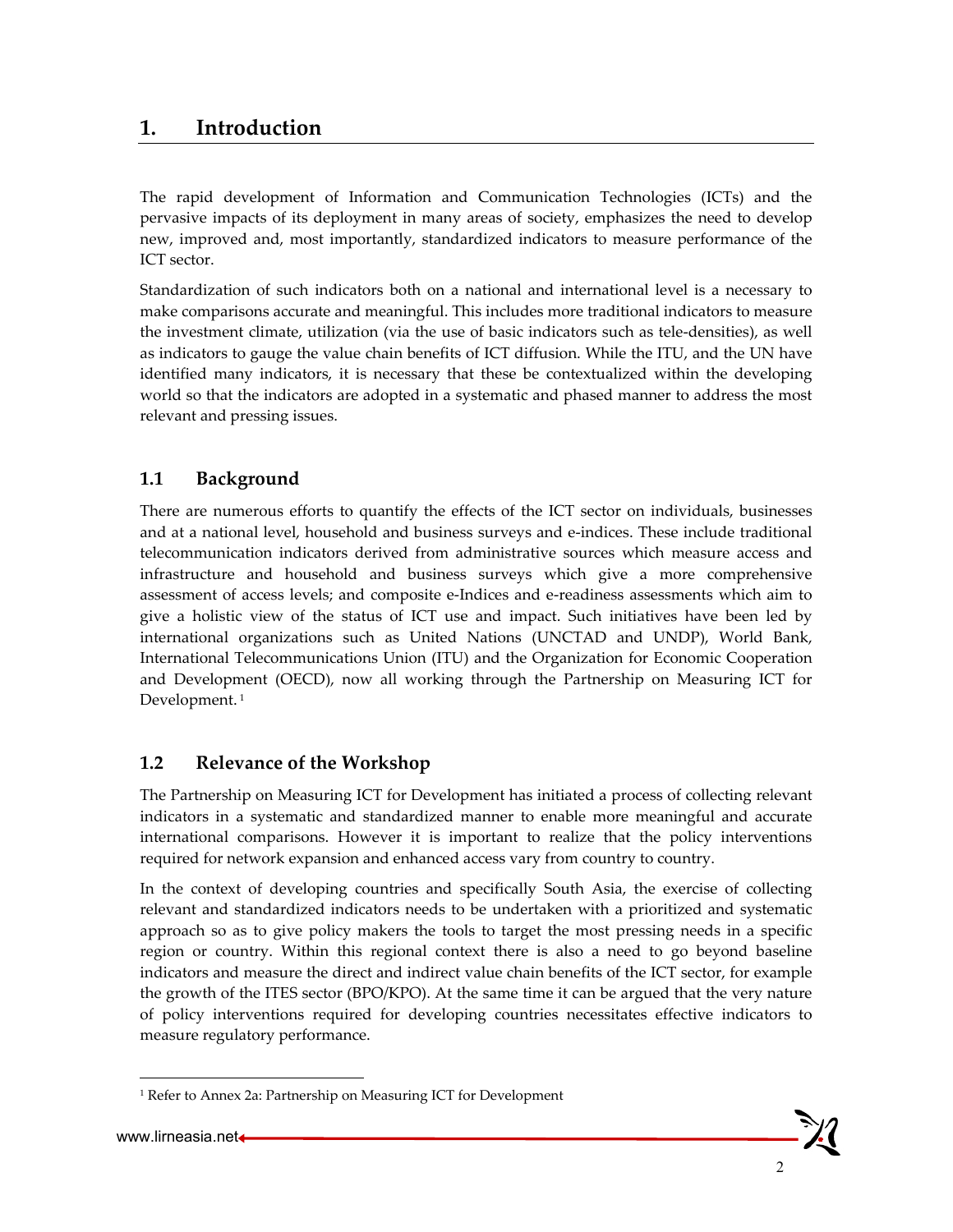# 1. Introduction

The rapid development of Information and Communication Technologies (ICTs) and the pervasive impacts of its deployment in many areas of society, emphasizes the need to develop new, improved and, most importantly, standardized indicators to measure performance of the ICT sector.

Standardization of such indicators both on a national and international level is a necessary to make comparisons accurate and meaningful. This includes more traditional indicators to measure the investment climate, utilization (via the use of basic indicators such as tele-densities), as well as indicators to gauge the value chain benefits of ICT diffusion. While the ITU, and the UN have identified many indicators, it is necessary that these be contextualized within the developing world so that the indicators are adopted in a systematic and phased manner to address the most relevant and pressing issues.

## 1.1 Background

There are numerous efforts to quantify the effects of the ICT sector on individuals, businesses and at a national level, household and business surveys and e-indices. These include traditional telecommunication indicators derived from administrative sources which measure access and infrastructure and household and business surveys which give a more comprehensive assessment of access levels; and composite e-Indices and e-readiness assessments which aim to give a holistic view of the status of ICT use and impact. Such initiatives have been led by international organizations such as United Nations (UNCTAD and UNDP), World Bank, International Telecommunications Union (ITU) and the Organization for Economic Cooperation and Development (OECD), now all working through the Partnership on Measuring ICT for Development. [1]

## 1.2 Relevance of the Workshop

The Partnership on Measuring ICT for Development has initiated a process of collecting relevant indicators in a systematic and standardized manner to enable more meaningful and accurate international comparisons. However it is important to realize that the policy interventions required for network expansion and enhanced access vary from country to country.

In the context of developing countries and specifically South Asia, the exercise of collecting relevant and standardized indicators needs to be undertaken with a prioritized and systematic approach so as to give policy makers the tools to target the most pressing needs in a specific region or country. Within this regional context there is also a need to go beyond baseline indicators and measure the direct and indirect value chain benefits of the ICT sector, for example the growth of the ITES sector (BPO/KPO). At the same time it can be argued that the very nature of policy interventions required for developing countries necessitates effective indicators to measure regulatory performance.

[1] Refer to Annex 2a: Partnership on Measuring ICT for Development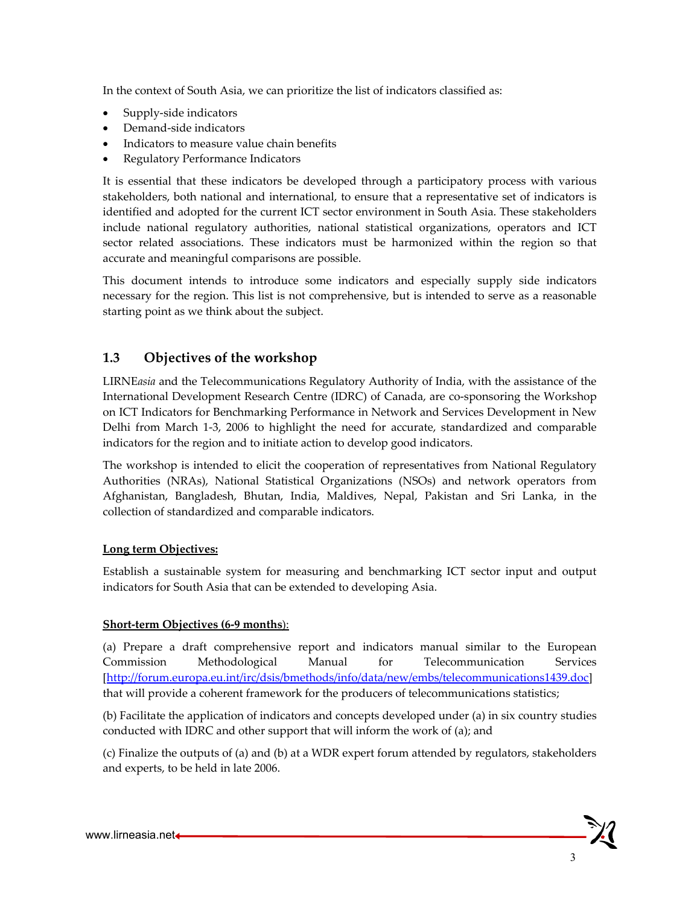In the context of South Asia, we can prioritize the list of indicators classified as:

- Supply-side indicators
- Demand-side indicators
- Indicators to measure value chain benefits
- Regulatory Performance Indicators

It is essential that these indicators be developed through a participatory process with various stakeholders, both national and international, to ensure that a representative set of indicators is identified and adopted for the current ICT sector environment in South Asia. These stakeholders include national regulatory authorities, national statistical organizations, operators and ICT sector related associations. These indicators must be harmonized within the region so that accurate and meaningful comparisons are possible.

This document intends to introduce some indicators and especially supply side indicators necessary for the region. This list is not comprehensive, but is intended to serve as a reasonable starting point as we think about the subject.

## 1.3 Objectives of the workshop

LIRNE*asia* and the Telecommunications Regulatory Authority of India, with the assistance of the International Development Research Centre (IDRC) of Canada, are co-sponsoring the Workshop on ICT Indicators for Benchmarking Performance in Network and Services Development in New Delhi from March 1-3, 2006 to highlight the need for accurate, standardized and comparable indicators for the region and to initiate action to develop good indicators.

The workshop is intended to elicit the cooperation of representatives from National Regulatory Authorities (NRAs), National Statistical Organizations (NSOs) and network operators from Afghanistan, Bangladesh, Bhutan, India, Maldives, Nepal, Pakistan and Sri Lanka, in the collection of standardized and comparable indicators.

**Long term Objectives:**

Establish a sustainable system for measuring and benchmarking ICT sector input and output indicators for South Asia that can be extended to developing Asia.

**Short-term Objectives (6-9 months)**:

(a) Prepare a draft comprehensive report and indicators manual similar to the European Commission Methodological Manual for Telecommunication Services [http://forum.europa.eu.int/irc/dsis/bmethods/info/data/new/embs/telecommunications1439.doc] that will provide a coherent framework for the producers of telecommunications statistics;

(b) Facilitate the application of indicators and concepts developed under (a) in six country studies conducted with IDRC and other support that will inform the work of (a); and

(c) Finalize the outputs of (a) and (b) at a WDR expert forum attended by regulators, stakeholders and experts, to be held in late 2006.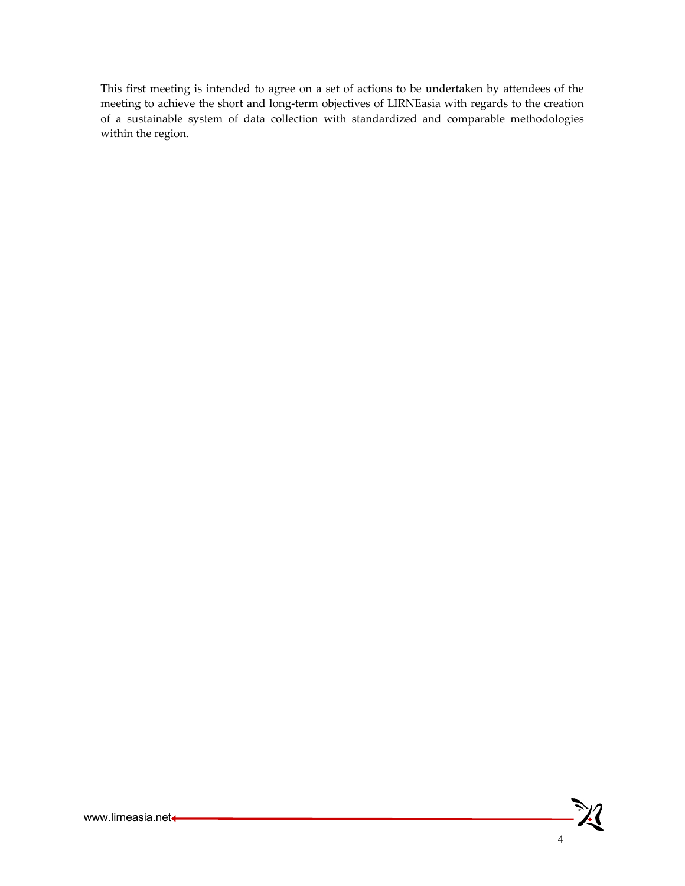This first meeting is intended to agree on a set of actions to be undertaken by attendees of the meeting to achieve the short and long-term objectives of LIRNEasia with regards to the creation of a sustainable system of data collection with standardized and comparable methodologies within the region.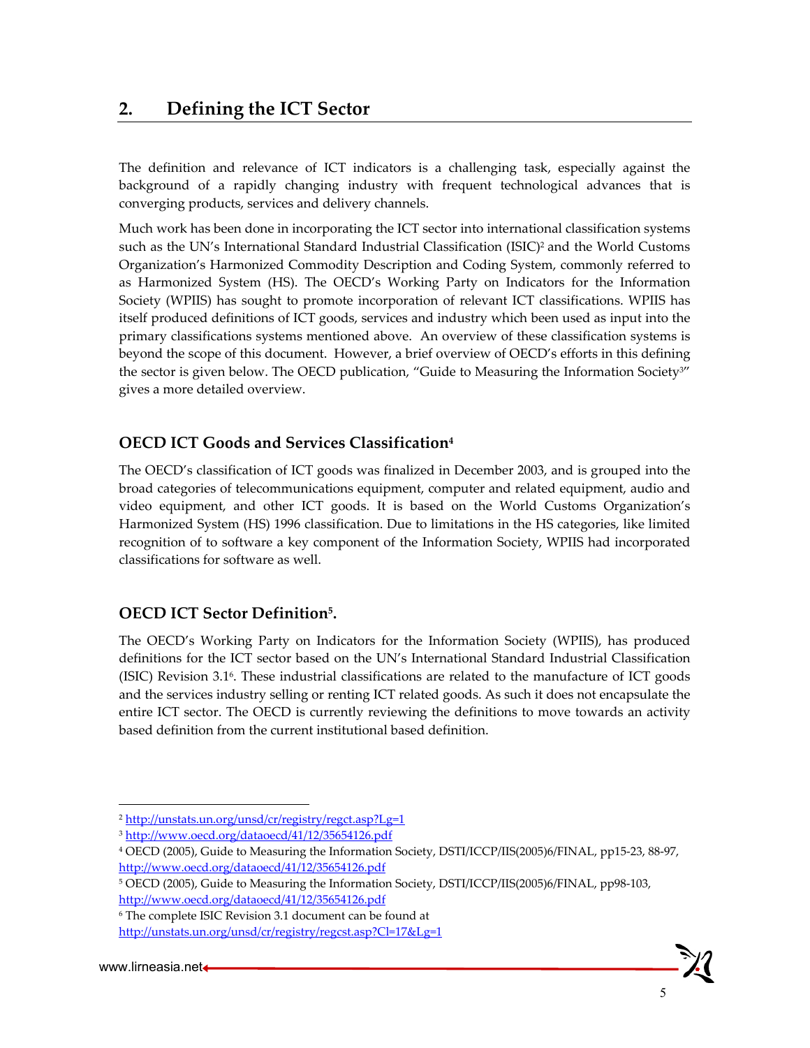## 2. Defining the ICT Sector

The definition and relevance of ICT indicators is a challenging task, especially against the background of a rapidly changing industry with frequent technological advances that is converging products, services and delivery channels.

Much work has been done in incorporating the ICT sector into international classification systems such as the UN's International Standard Industrial Classification (ISIC)[2] and the World Customs Organization's Harmonized Commodity Description and Coding System, commonly referred to as Harmonized System (HS). The OECD's Working Party on Indicators for the Information Society (WPIIS) has sought to promote incorporation of relevant ICT classifications. WPIIS has itself produced definitions of ICT goods, services and industry which been used as input into the primary classifications systems mentioned above. An overview of these classification systems is beyond the scope of this document. However, a brief overview of OECD's efforts in this defining the sector is given below. The OECD publication, "Guide to Measuring the Information Society[3]" gives a more detailed overview.

### OECD ICT Goods and Services Classification[4]

The OECD's classification of ICT goods was finalized in December 2003, and is grouped into the broad categories of telecommunications equipment, computer and related equipment, audio and video equipment, and other ICT goods. It is based on the World Customs Organization's Harmonized System (HS) 1996 classification. Due to limitations in the HS categories, like limited recognition of to software a key component of the Information Society, WPIIS had incorporated classifications for software as well.

### OECD ICT Sector Definition[5].

The OECD's Working Party on Indicators for the Information Society (WPIIS), has produced definitions for the ICT sector based on the UN's International Standard Industrial Classification (ISIC) Revision 3.1[6]. These industrial classifications are related to the manufacture of ICT goods and the services industry selling or renting ICT related goods. As such it does not encapsulate the entire ICT sector. The OECD is currently reviewing the definitions to move towards an activity based definition from the current institutional based definition.

---

[2] http://unstats.un.org/unsd/cr/registry/regct.asp?Lg=1

[3] http://www.oecd.org/dataoecd/41/12/35654126.pdf

[4] OECD (2005), Guide to Measuring the Information Society, DSTI/ICCP/IIS(2005)6/FINAL, pp15-23, 88-97, http://www.oecd.org/dataoecd/41/12/35654126.pdf

[5] OECD (2005), Guide to Measuring the Information Society, DSTI/ICCP/IIS(2005)6/FINAL, pp98-103, http://www.oecd.org/dataoecd/41/12/35654126.pdf

[6] The complete ISIC Revision 3.1 document can be found at http://unstats.un.org/unsd/cr/registry/regcst.asp?Cl=17&Lg=1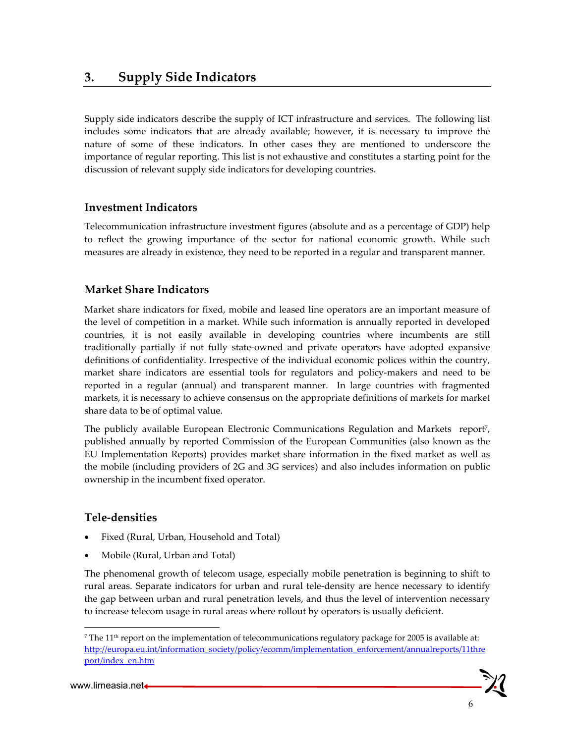# 3. Supply Side Indicators

Supply side indicators describe the supply of ICT infrastructure and services. The following list includes some indicators that are already available; however, it is necessary to improve the nature of some of these indicators. In other cases they are mentioned to underscore the importance of regular reporting. This list is not exhaustive and constitutes a starting point for the discussion of relevant supply side indicators for developing countries.

## Investment Indicators

Telecommunication infrastructure investment figures (absolute and as a percentage of GDP) help to reflect the growing importance of the sector for national economic growth. While such measures are already in existence, they need to be reported in a regular and transparent manner.

## Market Share Indicators

Market share indicators for fixed, mobile and leased line operators are an important measure of the level of competition in a market. While such information is annually reported in developed countries, it is not easily available in developing countries where incumbents are still traditionally partially if not fully state-owned and private operators have adopted expansive definitions of confidentiality. Irrespective of the individual economic polices within the country, market share indicators are essential tools for regulators and policy-makers and need to be reported in a regular (annual) and transparent manner. In large countries with fragmented markets, it is necessary to achieve consensus on the appropriate definitions of markets for market share data to be of optimal value.

The publicly available European Electronic Communications Regulation and Markets report[7], published annually by reported Commission of the European Communities (also known as the EU Implementation Reports) provides market share information in the fixed market as well as the mobile (including providers of 2G and 3G services) and also includes information on public ownership in the incumbent fixed operator.

## Tele-densities

- Fixed (Rural, Urban, Household and Total)
- Mobile (Rural, Urban and Total)

The phenomenal growth of telecom usage, especially mobile penetration is beginning to shift to rural areas. Separate indicators for urban and rural tele-density are hence necessary to identify the gap between urban and rural penetration levels, and thus the level of intervention necessary to increase telecom usage in rural areas where rollout by operators is usually deficient.

---

[7] The 11th report on the implementation of telecommunications regulatory package for 2005 is available at: http://europa.eu.int/information_society/policy/ecomm/implementation_enforcement/annualreports/11threport/index_en.htm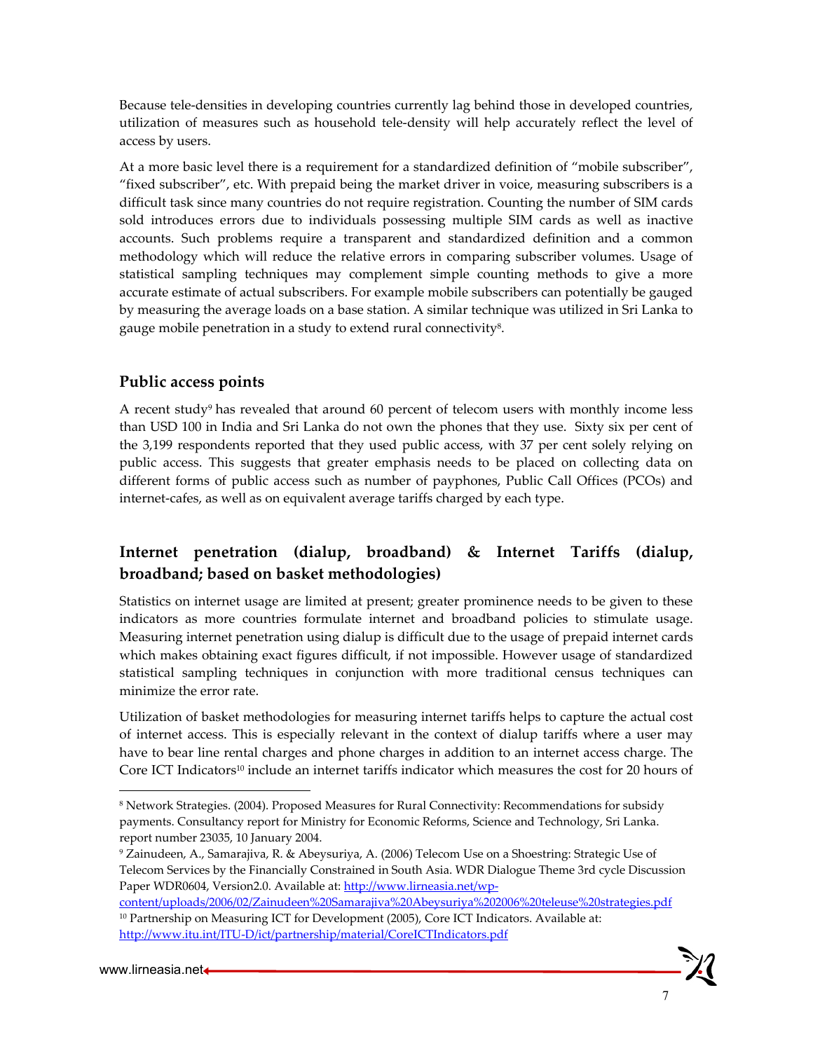Because tele-densities in developing countries currently lag behind those in developed countries, utilization of measures such as household tele-density will help accurately reflect the level of access by users.

At a more basic level there is a requirement for a standardized definition of "mobile subscriber", "fixed subscriber", etc. With prepaid being the market driver in voice, measuring subscribers is a difficult task since many countries do not require registration. Counting the number of SIM cards sold introduces errors due to individuals possessing multiple SIM cards as well as inactive accounts. Such problems require a transparent and standardized definition and a common methodology which will reduce the relative errors in comparing subscriber volumes. Usage of statistical sampling techniques may complement simple counting methods to give a more accurate estimate of actual subscribers. For example mobile subscribers can potentially be gauged by measuring the average loads on a base station. A similar technique was utilized in Sri Lanka to gauge mobile penetration in a study to extend rural connectivity[8].

## Public access points

A recent study[9] has revealed that around 60 percent of telecom users with monthly income less than USD 100 in India and Sri Lanka do not own the phones that they use. Sixty six per cent of the 3,199 respondents reported that they used public access, with 37 per cent solely relying on public access. This suggests that greater emphasis needs to be placed on collecting data on different forms of public access such as number of payphones, Public Call Offices (PCOs) and internet-cafes, as well as on equivalent average tariffs charged by each type.

## Internet penetration (dialup, broadband) & Internet Tariffs (dialup, broadband; based on basket methodologies)

Statistics on internet usage are limited at present; greater prominence needs to be given to these indicators as more countries formulate internet and broadband policies to stimulate usage. Measuring internet penetration using dialup is difficult due to the usage of prepaid internet cards which makes obtaining exact figures difficult, if not impossible. However usage of standardized statistical sampling techniques in conjunction with more traditional census techniques can minimize the error rate.

Utilization of basket methodologies for measuring internet tariffs helps to capture the actual cost of internet access. This is especially relevant in the context of dialup tariffs where a user may have to bear line rental charges and phone charges in addition to an internet access charge. The Core ICT Indicators[10] include an internet tariffs indicator which measures the cost for 20 hours of

---

[8] Network Strategies. (2004). Proposed Measures for Rural Connectivity: Recommendations for subsidy payments. Consultancy report for Ministry for Economic Reforms, Science and Technology, Sri Lanka. report number 23035, 10 January 2004.

[9] Zainudeen, A., Samarajiva, R. & Abeysuriya, A. (2006) Telecom Use on a Shoestring: Strategic Use of Telecom Services by the Financially Constrained in South Asia. WDR Dialogue Theme 3rd cycle Discussion Paper WDR0604, Version2.0. Available at: http://www.lirneasia.net/wp-content/uploads/2006/02/Zainudeen%20Samarajiva%20Abeysuriya%202006%20teleuse%20strategies.pdf

[10] Partnership on Measuring ICT for Development (2005), Core ICT Indicators. Available at: http://www.itu.int/ITU-D/ict/partnership/material/CoreICTIndicators.pdf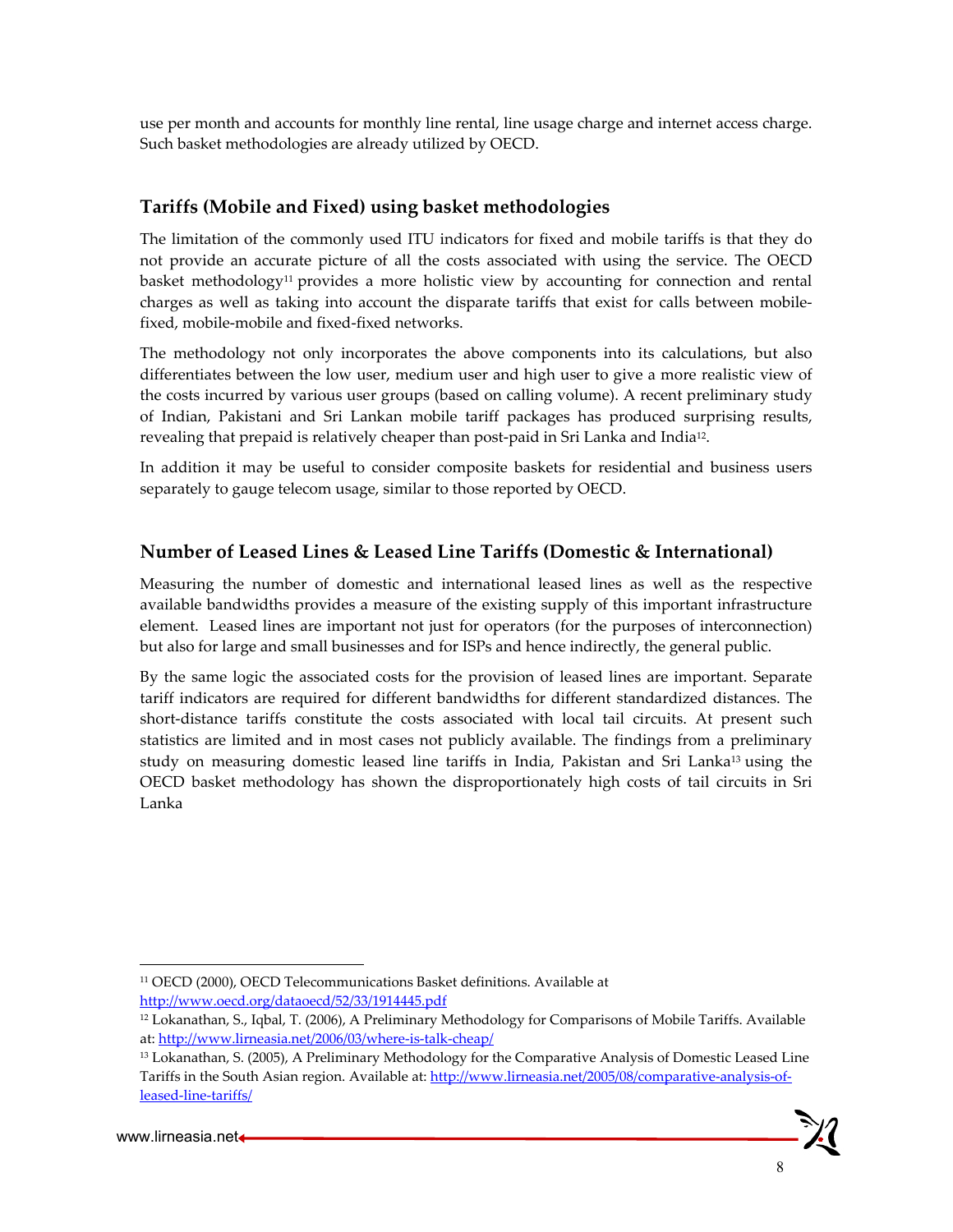use per month and accounts for monthly line rental, line usage charge and internet access charge. Such basket methodologies are already utilized by OECD.

### Tariffs (Mobile and Fixed) using basket methodologies

The limitation of the commonly used ITU indicators for fixed and mobile tariffs is that they do not provide an accurate picture of all the costs associated with using the service. The OECD basket methodology[11] provides a more holistic view by accounting for connection and rental charges as well as taking into account the disparate tariffs that exist for calls between mobile-fixed, mobile-mobile and fixed-fixed networks.

The methodology not only incorporates the above components into its calculations, but also differentiates between the low user, medium user and high user to give a more realistic view of the costs incurred by various user groups (based on calling volume). A recent preliminary study of Indian, Pakistani and Sri Lankan mobile tariff packages has produced surprising results, revealing that prepaid is relatively cheaper than post-paid in Sri Lanka and India[12].

In addition it may be useful to consider composite baskets for residential and business users separately to gauge telecom usage, similar to those reported by OECD.

### Number of Leased Lines & Leased Line Tariffs (Domestic & International)

Measuring the number of domestic and international leased lines as well as the respective available bandwidths provides a measure of the existing supply of this important infrastructure element. Leased lines are important not just for operators (for the purposes of interconnection) but also for large and small businesses and for ISPs and hence indirectly, the general public.

By the same logic the associated costs for the provision of leased lines are important. Separate tariff indicators are required for different bandwidths for different standardized distances. The short-distance tariffs constitute the costs associated with local tail circuits. At present such statistics are limited and in most cases not publicly available. The findings from a preliminary study on measuring domestic leased line tariffs in India, Pakistan and Sri Lanka[13] using the OECD basket methodology has shown the disproportionately high costs of tail circuits in Sri Lanka

---

[11] OECD (2000), OECD Telecommunications Basket definitions. Available at http://www.oecd.org/dataoecd/52/33/1914445.pdf

[12] Lokanathan, S., Iqbal, T. (2006), A Preliminary Methodology for Comparisons of Mobile Tariffs. Available at: http://www.lirneasia.net/2006/03/where-is-talk-cheap/

[13] Lokanathan, S. (2005), A Preliminary Methodology for the Comparative Analysis of Domestic Leased Line Tariffs in the South Asian region. Available at: http://www.lirneasia.net/2005/08/comparative-analysis-of-leased-line-tariffs/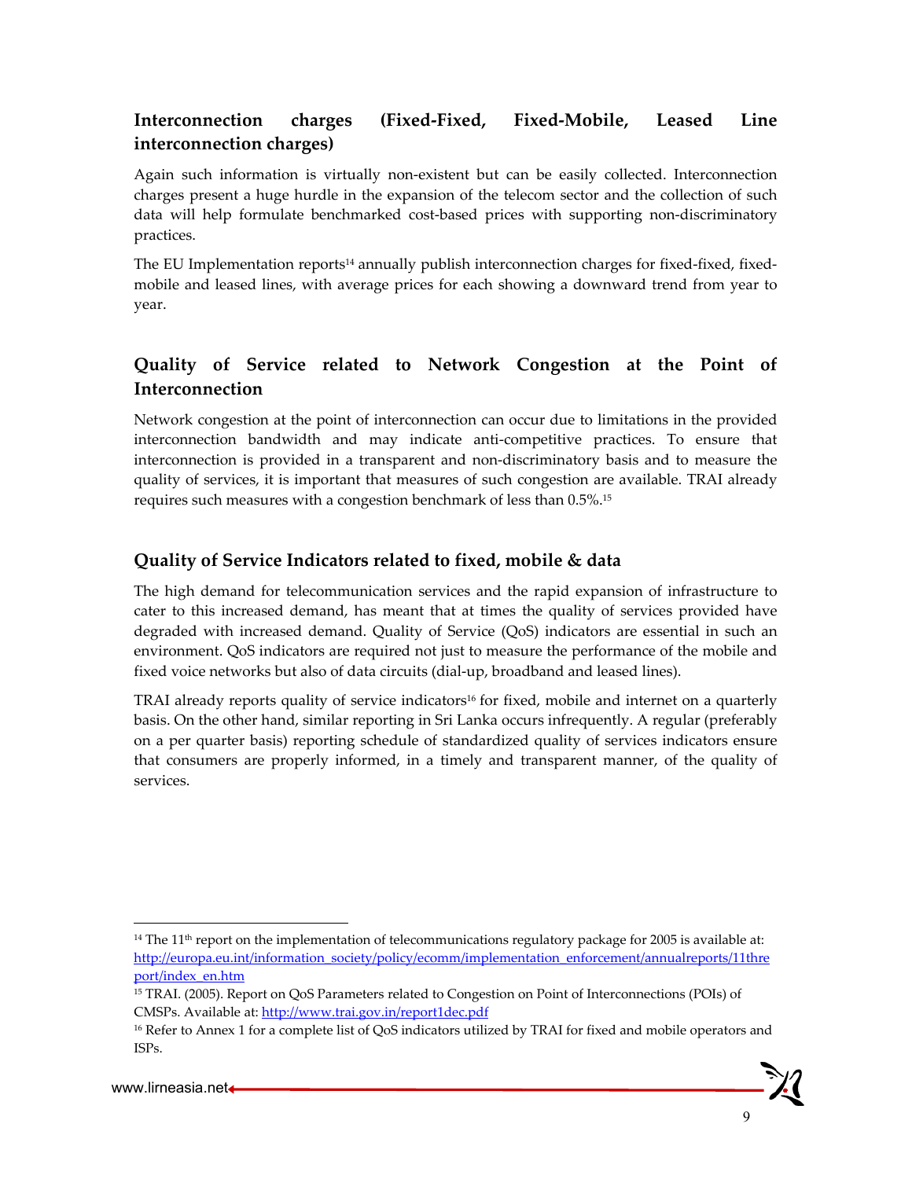### Interconnection charges (Fixed-Fixed, Fixed-Mobile, Leased Line interconnection charges)

Again such information is virtually non-existent but can be easily collected. Interconnection charges present a huge hurdle in the expansion of the telecom sector and the collection of such data will help formulate benchmarked cost-based prices with supporting non-discriminatory practices.

The EU Implementation reports[14] annually publish interconnection charges for fixed-fixed, fixed-mobile and leased lines, with average prices for each showing a downward trend from year to year.

### Quality of Service related to Network Congestion at the Point of Interconnection

Network congestion at the point of interconnection can occur due to limitations in the provided interconnection bandwidth and may indicate anti-competitive practices. To ensure that interconnection is provided in a transparent and non-discriminatory basis and to measure the quality of services, it is important that measures of such congestion are available. TRAI already requires such measures with a congestion benchmark of less than 0.5%.[15]

### Quality of Service Indicators related to fixed, mobile & data

The high demand for telecommunication services and the rapid expansion of infrastructure to cater to this increased demand, has meant that at times the quality of services provided have degraded with increased demand. Quality of Service (QoS) indicators are essential in such an environment. QoS indicators are required not just to measure the performance of the mobile and fixed voice networks but also of data circuits (dial-up, broadband and leased lines).

TRAI already reports quality of service indicators[16] for fixed, mobile and internet on a quarterly basis. On the other hand, similar reporting in Sri Lanka occurs infrequently. A regular (preferably on a per quarter basis) reporting schedule of standardized quality of services indicators ensure that consumers are properly informed, in a timely and transparent manner, of the quality of services.

---

[14] The 11th report on the implementation of telecommunications regulatory package for 2005 is available at: http://europa.eu.int/information_society/policy/ecomm/implementation_enforcement/annualreports/11threport/index_en.htm

[15] TRAI. (2005). Report on QoS Parameters related to Congestion on Point of Interconnections (POIs) of CMSPs. Available at: http://www.trai.gov.in/report1dec.pdf

[16] Refer to Annex 1 for a complete list of QoS indicators utilized by TRAI for fixed and mobile operators and ISPs.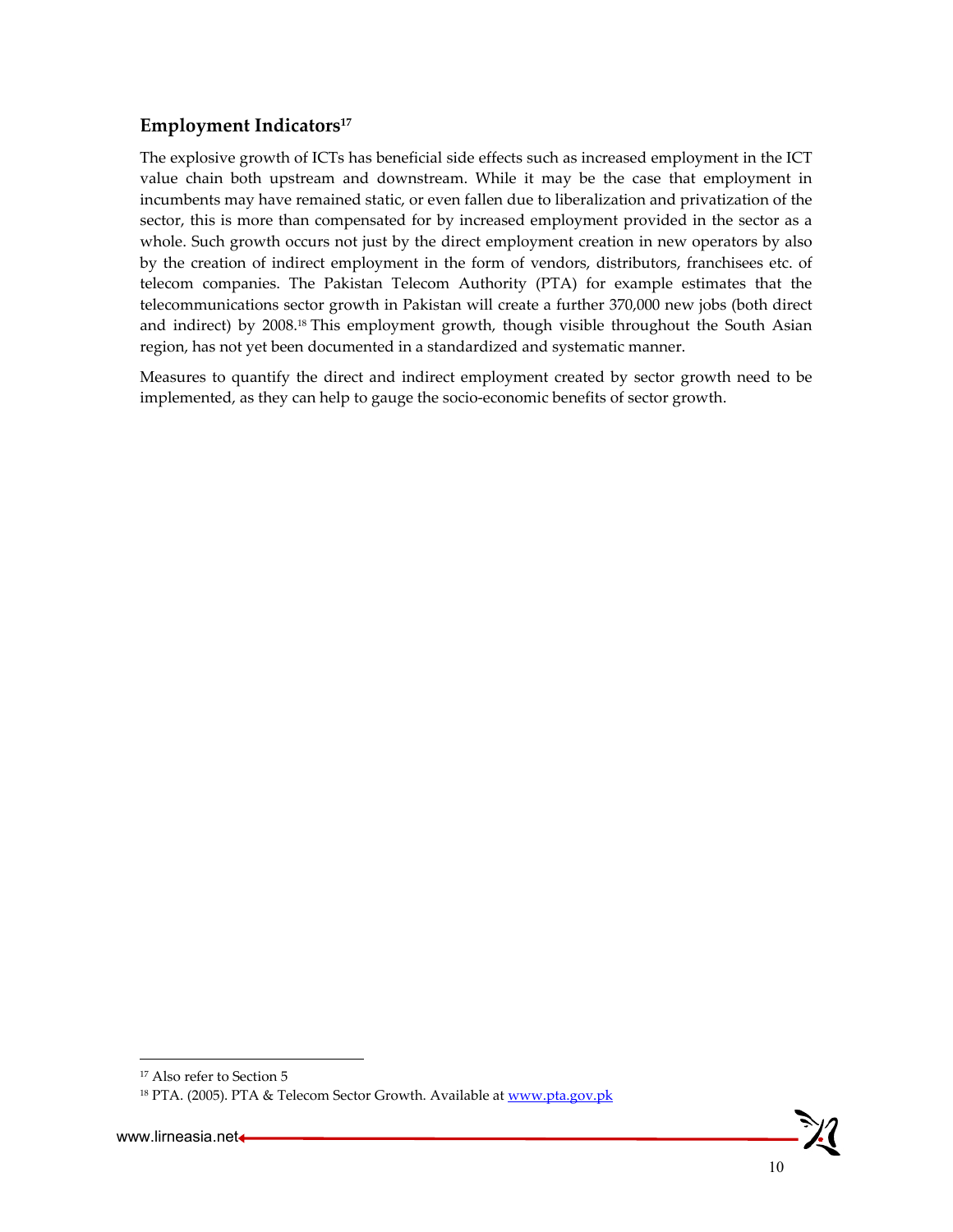## Employment Indicators[17]

The explosive growth of ICTs has beneficial side effects such as increased employment in the ICT value chain both upstream and downstream. While it may be the case that employment in incumbents may have remained static, or even fallen due to liberalization and privatization of the sector, this is more than compensated for by increased employment provided in the sector as a whole. Such growth occurs not just by the direct employment creation in new operators by also by the creation of indirect employment in the form of vendors, distributors, franchisees etc. of telecom companies. The Pakistan Telecom Authority (PTA) for example estimates that the telecommunications sector growth in Pakistan will create a further 370,000 new jobs (both direct and indirect) by 2008.[18] This employment growth, though visible throughout the South Asian region, has not yet been documented in a standardized and systematic manner.

Measures to quantify the direct and indirect employment created by sector growth need to be implemented, as they can help to gauge the socio-economic benefits of sector growth.

---

[17] Also refer to Section 5

[18] PTA. (2005). PTA & Telecom Sector Growth. Available at www.pta.gov.pk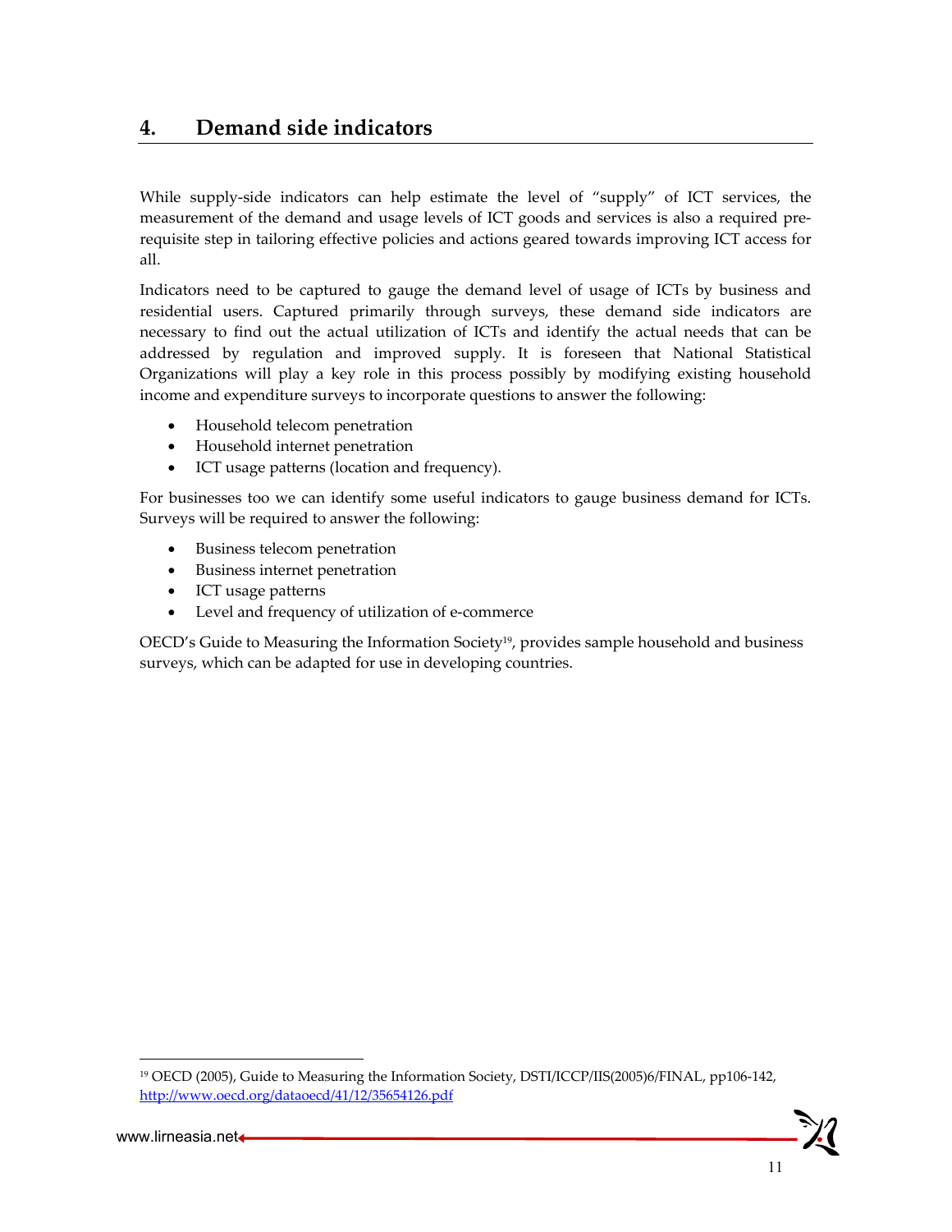## 4. Demand side indicators

While supply-side indicators can help estimate the level of "supply" of ICT services, the measurement of the demand and usage levels of ICT goods and services is also a required pre-requisite step in tailoring effective policies and actions geared towards improving ICT access for all.

Indicators need to be captured to gauge the demand level of usage of ICTs by business and residential users. Captured primarily through surveys, these demand side indicators are necessary to find out the actual utilization of ICTs and identify the actual needs that can be addressed by regulation and improved supply. It is foreseen that National Statistical Organizations will play a key role in this process possibly by modifying existing household income and expenditure surveys to incorporate questions to answer the following:

- Household telecom penetration
- Household internet penetration
- ICT usage patterns (location and frequency).

For businesses too we can identify some useful indicators to gauge business demand for ICTs. Surveys will be required to answer the following:

- Business telecom penetration
- Business internet penetration
- ICT usage patterns
- Level and frequency of utilization of e-commerce

OECD's Guide to Measuring the Information Society[19], provides sample household and business surveys, which can be adapted for use in developing countries.

---

[19] OECD (2005), Guide to Measuring the Information Society, DSTI/ICCP/IIS(2005)6/FINAL, pp106-142, http://www.oecd.org/dataoecd/41/12/35654126.pdf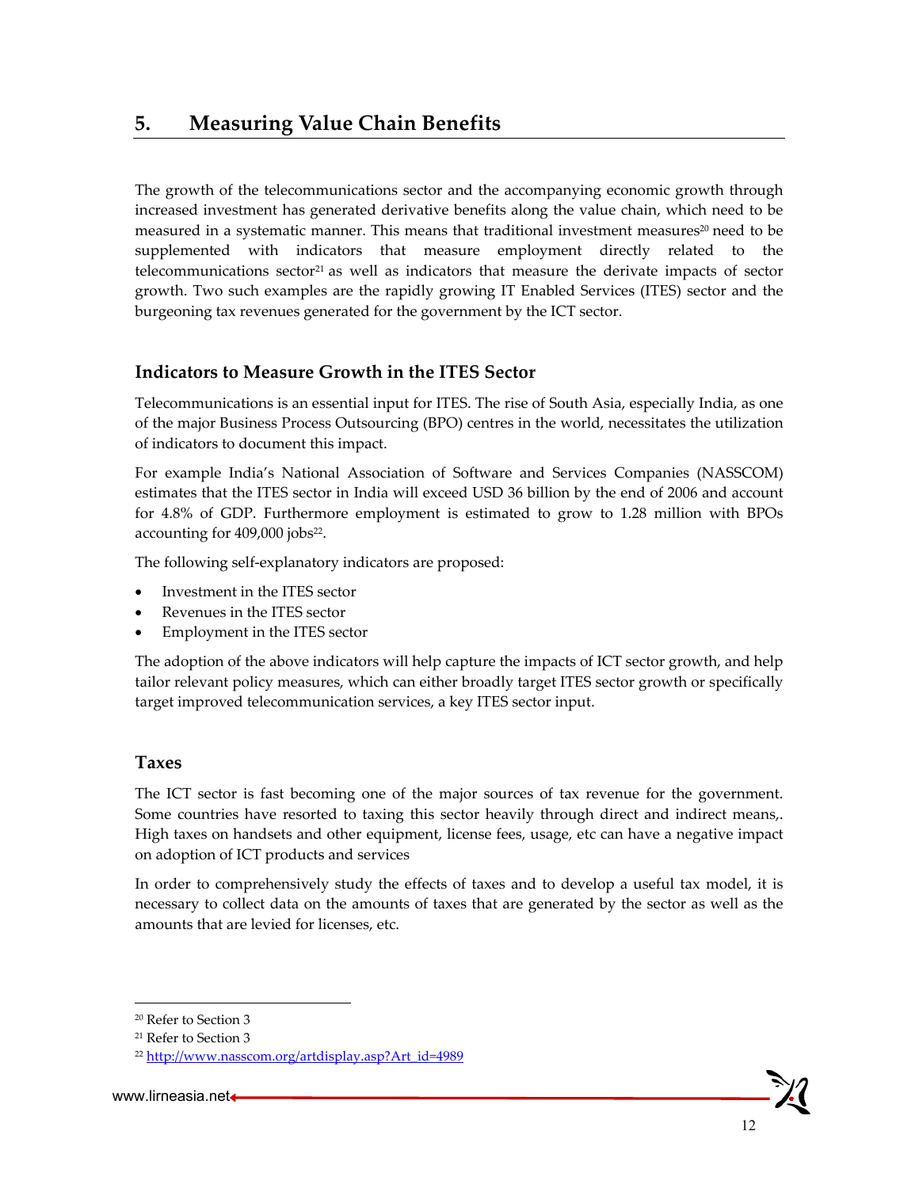# 5. Measuring Value Chain Benefits

The growth of the telecommunications sector and the accompanying economic growth through increased investment has generated derivative benefits along the value chain, which need to be measured in a systematic manner. This means that traditional investment measures[20] need to be supplemented with indicators that measure employment directly related to the telecommunications sector[21] as well as indicators that measure the derivate impacts of sector growth. Two such examples are the rapidly growing IT Enabled Services (ITES) sector and the burgeoning tax revenues generated for the government by the ICT sector.

## Indicators to Measure Growth in the ITES Sector

Telecommunications is an essential input for ITES. The rise of South Asia, especially India, as one of the major Business Process Outsourcing (BPO) centres in the world, necessitates the utilization of indicators to document this impact.

For example India's National Association of Software and Services Companies (NASSCOM) estimates that the ITES sector in India will exceed USD 36 billion by the end of 2006 and account for 4.8% of GDP. Furthermore employment is estimated to grow to 1.28 million with BPOs accounting for 409,000 jobs[22].

The following self-explanatory indicators are proposed:

- Investment in the ITES sector
- Revenues in the ITES sector
- Employment in the ITES sector

The adoption of the above indicators will help capture the impacts of ICT sector growth, and help tailor relevant policy measures, which can either broadly target ITES sector growth or specifically target improved telecommunication services, a key ITES sector input.

## Taxes

The ICT sector is fast becoming one of the major sources of tax revenue for the government. Some countries have resorted to taxing this sector heavily through direct and indirect means,. High taxes on handsets and other equipment, license fees, usage, etc can have a negative impact on adoption of ICT products and services

In order to comprehensively study the effects of taxes and to develop a useful tax model, it is necessary to collect data on the amounts of taxes that are generated by the sector as well as the amounts that are levied for licenses, etc.

---

[20] Refer to Section 3

[21] Refer to Section 3

[22] http://www.nasscom.org/artdisplay.asp?Art_id=4989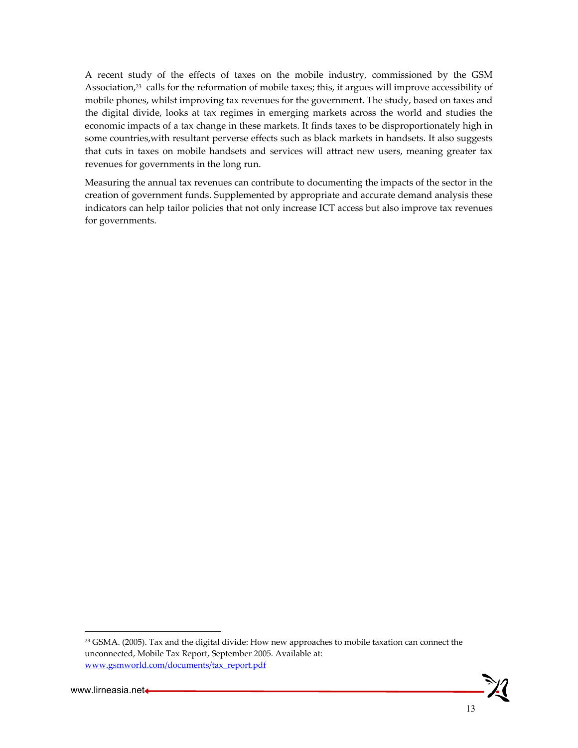A recent study of the effects of taxes on the mobile industry, commissioned by the GSM Association,[23] calls for the reformation of mobile taxes; this, it argues will improve accessibility of mobile phones, whilst improving tax revenues for the government. The study, based on taxes and the digital divide, looks at tax regimes in emerging markets across the world and studies the economic impacts of a tax change in these markets. It finds taxes to be disproportionately high in some countries,with resultant perverse effects such as black markets in handsets. It also suggests that cuts in taxes on mobile handsets and services will attract new users, meaning greater tax revenues for governments in the long run.

Measuring the annual tax revenues can contribute to documenting the impacts of the sector in the creation of government funds. Supplemented by appropriate and accurate demand analysis these indicators can help tailor policies that not only increase ICT access but also improve tax revenues for governments.

---

[23] GSMA. (2005). Tax and the digital divide: How new approaches to mobile taxation can connect the unconnected, Mobile Tax Report, September 2005. Available at: www.gsmworld.com/documents/tax_report.pdf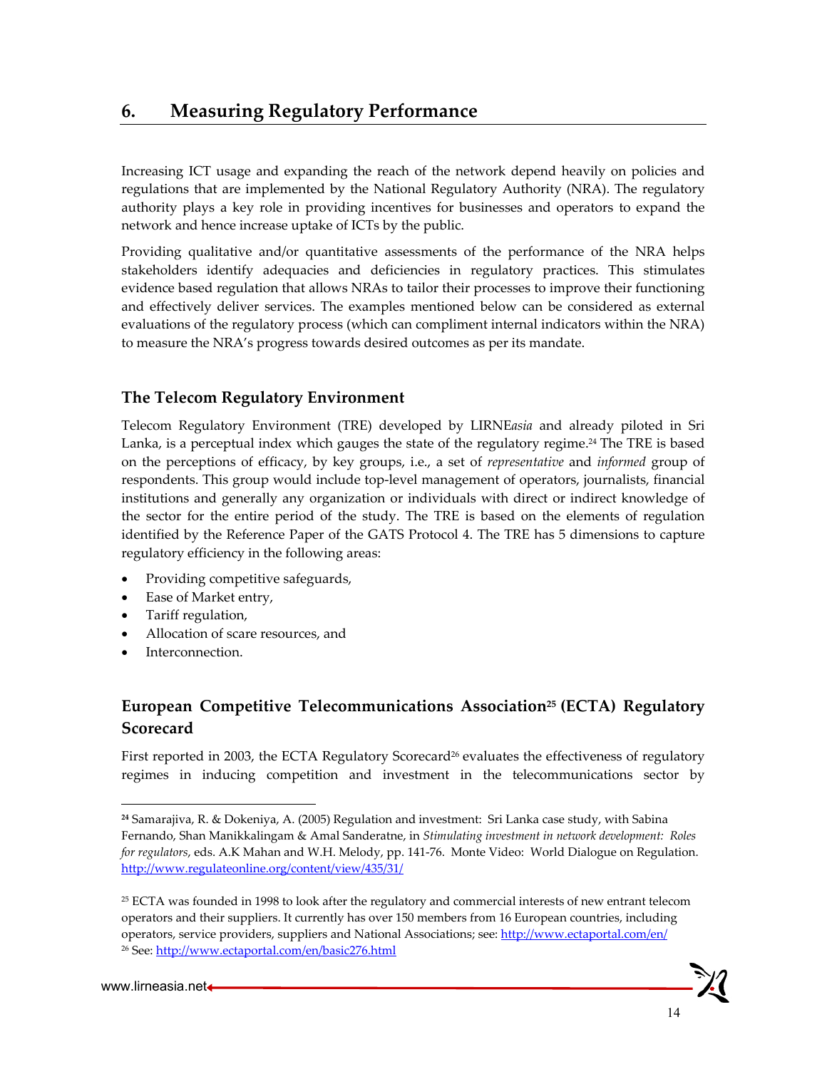## 6. Measuring Regulatory Performance

Increasing ICT usage and expanding the reach of the network depend heavily on policies and regulations that are implemented by the National Regulatory Authority (NRA). The regulatory authority plays a key role in providing incentives for businesses and operators to expand the network and hence increase uptake of ICTs by the public.

Providing qualitative and/or quantitative assessments of the performance of the NRA helps stakeholders identify adequacies and deficiencies in regulatory practices. This stimulates evidence based regulation that allows NRAs to tailor their processes to improve their functioning and effectively deliver services. The examples mentioned below can be considered as external evaluations of the regulatory process (which can compliment internal indicators within the NRA) to measure the NRA's progress towards desired outcomes as per its mandate.

### The Telecom Regulatory Environment

Telecom Regulatory Environment (TRE) developed by LIRNE*asia* and already piloted in Sri Lanka, is a perceptual index which gauges the state of the regulatory regime.[24] The TRE is based on the perceptions of efficacy, by key groups, i.e., a set of *representative* and *informed* group of respondents. This group would include top-level management of operators, journalists, financial institutions and generally any organization or individuals with direct or indirect knowledge of the sector for the entire period of the study. The TRE is based on the elements of regulation identified by the Reference Paper of the GATS Protocol 4. The TRE has 5 dimensions to capture regulatory efficiency in the following areas:

- Providing competitive safeguards,
- Ease of Market entry,
- Tariff regulation,
- Allocation of scare resources, and
- Interconnection.

### European Competitive Telecommunications Association[25] (ECTA) Regulatory Scorecard

First reported in 2003, the ECTA Regulatory Scorecard[26] evaluates the effectiveness of regulatory regimes in inducing competition and investment in the telecommunications sector by

---

[24] Samarajiva, R. & Dokeniya, A. (2005) Regulation and investment: Sri Lanka case study, with Sabina Fernando, Shan Manikkalingam & Amal Sanderatne, in *Stimulating investment in network development: Roles for regulators*, eds. A.K Mahan and W.H. Melody, pp. 141-76. Monte Video: World Dialogue on Regulation. http://www.regulateonline.org/content/view/435/31/

[25] ECTA was founded in 1998 to look after the regulatory and commercial interests of new entrant telecom operators and their suppliers. It currently has over 150 members from 16 European countries, including operators, service providers, suppliers and National Associations; see: http://www.ectaportal.com/en/

[26] See: http://www.ectaportal.com/en/basic276.html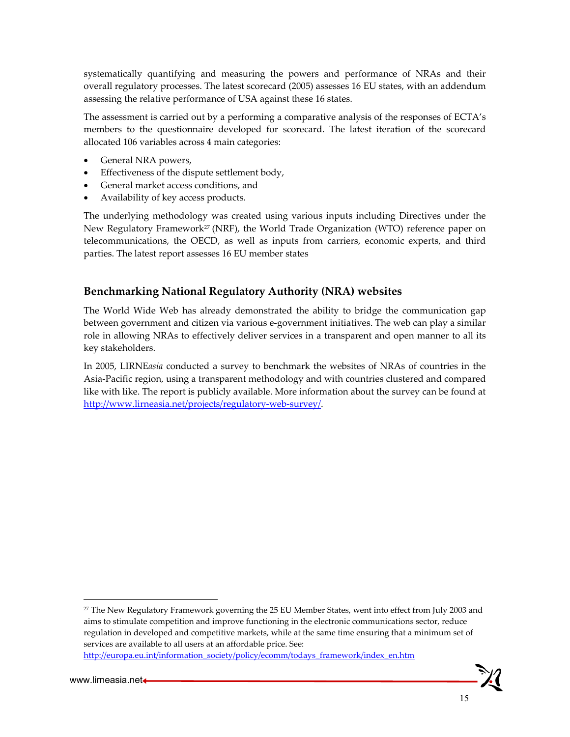systematically quantifying and measuring the powers and performance of NRAs and their overall regulatory processes. The latest scorecard (2005) assesses 16 EU states, with an addendum assessing the relative performance of USA against these 16 states.

The assessment is carried out by a performing a comparative analysis of the responses of ECTA's members to the questionnaire developed for scorecard. The latest iteration of the scorecard allocated 106 variables across 4 main categories:

- General NRA powers,
- Effectiveness of the dispute settlement body,
- General market access conditions, and
- Availability of key access products.

The underlying methodology was created using various inputs including Directives under the New Regulatory Framework[27] (NRF), the World Trade Organization (WTO) reference paper on telecommunications, the OECD, as well as inputs from carriers, economic experts, and third parties. The latest report assesses 16 EU member states

## Benchmarking National Regulatory Authority (NRA) websites

The World Wide Web has already demonstrated the ability to bridge the communication gap between government and citizen via various e-government initiatives. The web can play a similar role in allowing NRAs to effectively deliver services in a transparent and open manner to all its key stakeholders.

In 2005, LIRNE*asia* conducted a survey to benchmark the websites of NRAs of countries in the Asia-Pacific region, using a transparent methodology and with countries clustered and compared like with like. The report is publicly available. More information about the survey can be found at http://www.lirneasia.net/projects/regulatory-web-survey/.

---

[27] The New Regulatory Framework governing the 25 EU Member States, went into effect from July 2003 and aims to stimulate competition and improve functioning in the electronic communications sector, reduce regulation in developed and competitive markets, while at the same time ensuring that a minimum set of services are available to all users at an affordable price. See: http://europa.eu.int/information_society/policy/ecomm/todays_framework/index_en.htm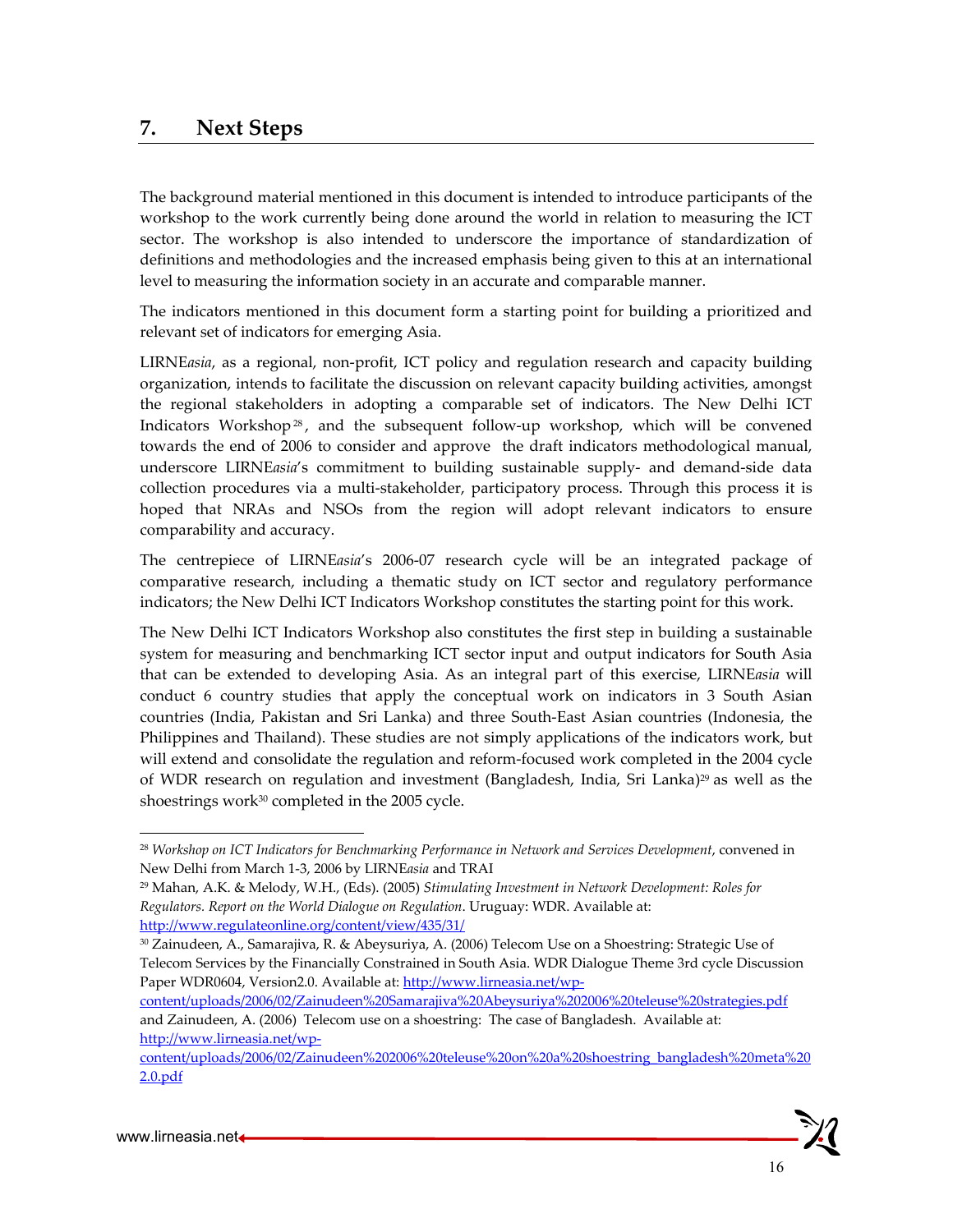## 7. Next Steps

The background material mentioned in this document is intended to introduce participants of the workshop to the work currently being done around the world in relation to measuring the ICT sector. The workshop is also intended to underscore the importance of standardization of definitions and methodologies and the increased emphasis being given to this at an international level to measuring the information society in an accurate and comparable manner.

The indicators mentioned in this document form a starting point for building a prioritized and relevant set of indicators for emerging Asia.

LIRNE*asia*, as a regional, non-profit, ICT policy and regulation research and capacity building organization, intends to facilitate the discussion on relevant capacity building activities, amongst the regional stakeholders in adopting a comparable set of indicators. The New Delhi ICT Indicators Workshop[28], and the subsequent follow-up workshop, which will be convened towards the end of 2006 to consider and approve the draft indicators methodological manual, underscore LIRNE*asia*'s commitment to building sustainable supply- and demand-side data collection procedures via a multi-stakeholder, participatory process. Through this process it is hoped that NRAs and NSOs from the region will adopt relevant indicators to ensure comparability and accuracy.

The centrepiece of LIRNE*asia*'s 2006-07 research cycle will be an integrated package of comparative research, including a thematic study on ICT sector and regulatory performance indicators; the New Delhi ICT Indicators Workshop constitutes the starting point for this work.

The New Delhi ICT Indicators Workshop also constitutes the first step in building a sustainable system for measuring and benchmarking ICT sector input and output indicators for South Asia that can be extended to developing Asia. As an integral part of this exercise, LIRNE*asia* will conduct 6 country studies that apply the conceptual work on indicators in 3 South Asian countries (India, Pakistan and Sri Lanka) and three South-East Asian countries (Indonesia, the Philippines and Thailand). These studies are not simply applications of the indicators work, but will extend and consolidate the regulation and reform-focused work completed in the 2004 cycle of WDR research on regulation and investment (Bangladesh, India, Sri Lanka)[29] as well as the shoestrings work[30] completed in the 2005 cycle.

---

[28] *Workshop on ICT Indicators for Benchmarking Performance in Network and Services Development*, convened in New Delhi from March 1-3, 2006 by LIRNE*asia* and TRAI

[29] Mahan, A.K. & Melody, W.H., (Eds). (2005) *Stimulating Investment in Network Development: Roles for Regulators. Report on the World Dialogue on Regulation*. Uruguay: WDR. Available at: http://www.regulateonline.org/content/view/435/31/

[30] Zainudeen, A., Samarajiva, R. & Abeysuriya, A. (2006) Telecom Use on a Shoestring: Strategic Use of Telecom Services by the Financially Constrained in South Asia. WDR Dialogue Theme 3rd cycle Discussion Paper WDR0604, Version2.0. Available at: http://www.lirneasia.net/wp-content/uploads/2006/02/Zainudeen%20Samarajiva%20Abeysuriya%202006%20teleuse%20strategies.pdf and Zainudeen, A. (2006) Telecom use on a shoestring: The case of Bangladesh. Available at: http://www.lirneasia.net/wp-content/uploads/2006/02/Zainudeen%202006%20teleuse%20on%20a%20shoestring_bangladesh%20meta%202.0.pdf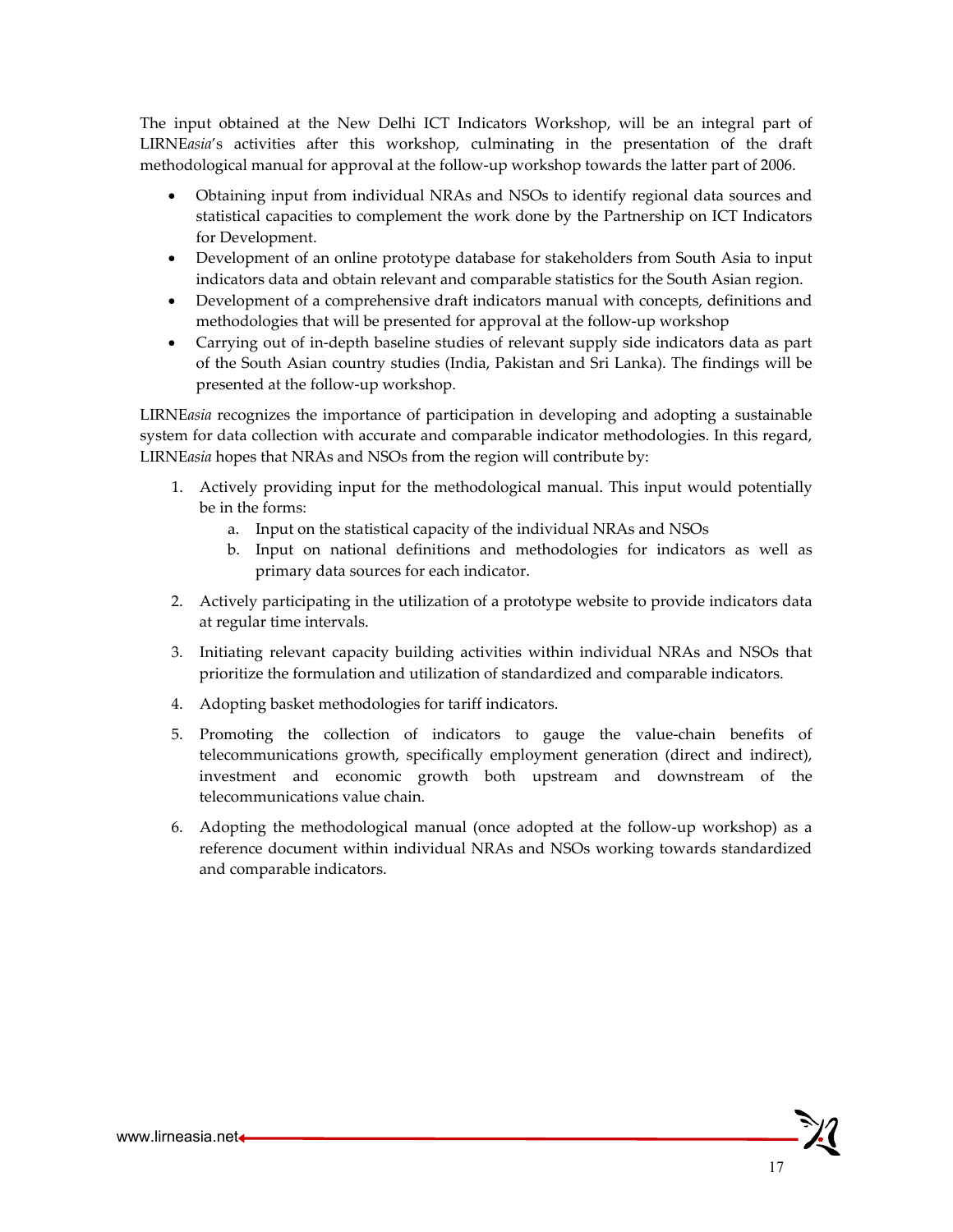The input obtained at the New Delhi ICT Indicators Workshop, will be an integral part of LIRNE*asia*'s activities after this workshop, culminating in the presentation of the draft methodological manual for approval at the follow-up workshop towards the latter part of 2006.

- Obtaining input from individual NRAs and NSOs to identify regional data sources and statistical capacities to complement the work done by the Partnership on ICT Indicators for Development.
- Development of an online prototype database for stakeholders from South Asia to input indicators data and obtain relevant and comparable statistics for the South Asian region.
- Development of a comprehensive draft indicators manual with concepts, definitions and methodologies that will be presented for approval at the follow-up workshop
- Carrying out of in-depth baseline studies of relevant supply side indicators data as part of the South Asian country studies (India, Pakistan and Sri Lanka). The findings will be presented at the follow-up workshop.

LIRNE*asia* recognizes the importance of participation in developing and adopting a sustainable system for data collection with accurate and comparable indicator methodologies. In this regard, LIRNE*asia* hopes that NRAs and NSOs from the region will contribute by:

1. Actively providing input for the methodological manual. This input would potentially be in the forms:
   a. Input on the statistical capacity of the individual NRAs and NSOs
   b. Input on national definitions and methodologies for indicators as well as primary data sources for each indicator.

2. Actively participating in the utilization of a prototype website to provide indicators data at regular time intervals.

3. Initiating relevant capacity building activities within individual NRAs and NSOs that prioritize the formulation and utilization of standardized and comparable indicators.

4. Adopting basket methodologies for tariff indicators.

5. Promoting the collection of indicators to gauge the value-chain benefits of telecommunications growth, specifically employment generation (direct and indirect), investment and economic growth both upstream and downstream of the telecommunications value chain.

6. Adopting the methodological manual (once adopted at the follow-up workshop) as a reference document within individual NRAs and NSOs working towards standardized and comparable indicators.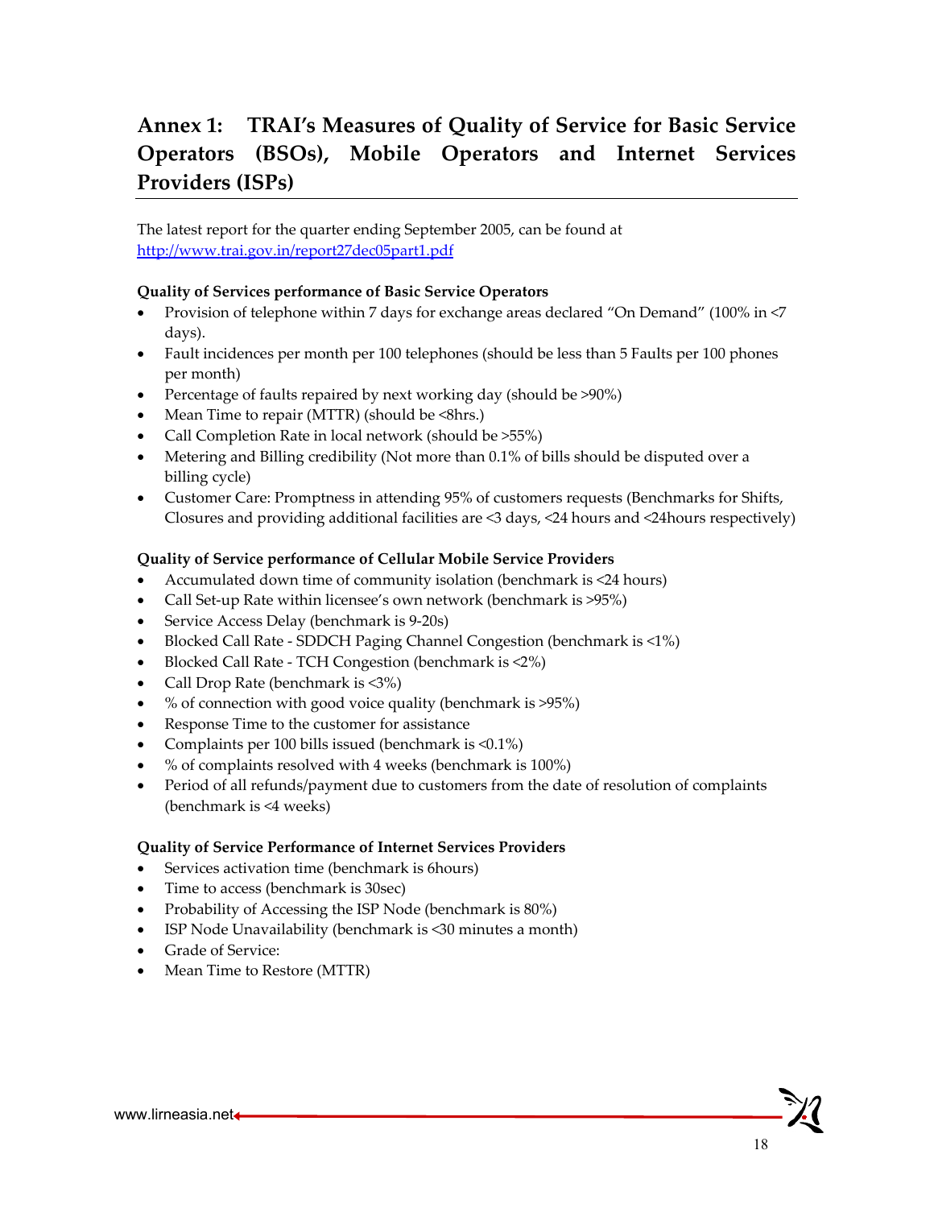## Annex 1: TRAI's Measures of Quality of Service for Basic Service Operators (BSOs), Mobile Operators and Internet Services Providers (ISPs)

The latest report for the quarter ending September 2005, can be found at http://www.trai.gov.in/report27dec05part1.pdf

**Quality of Services performance of Basic Service Operators**

- Provision of telephone within 7 days for exchange areas declared "On Demand" (100% in <7 days).
- Fault incidences per month per 100 telephones (should be less than 5 Faults per 100 phones per month)
- Percentage of faults repaired by next working day (should be >90%)
- Mean Time to repair (MTTR) (should be <8hrs.)
- Call Completion Rate in local network (should be >55%)
- Metering and Billing credibility (Not more than 0.1% of bills should be disputed over a billing cycle)
- Customer Care: Promptness in attending 95% of customers requests (Benchmarks for Shifts, Closures and providing additional facilities are <3 days, <24 hours and <24hours respectively)

**Quality of Service performance of Cellular Mobile Service Providers**

- Accumulated down time of community isolation (benchmark is <24 hours)
- Call Set-up Rate within licensee's own network (benchmark is >95%)
- Service Access Delay (benchmark is 9-20s)
- Blocked Call Rate - SDDCH Paging Channel Congestion (benchmark is <1%)
- Blocked Call Rate - TCH Congestion (benchmark is <2%)
- Call Drop Rate (benchmark is <3%)
- % of connection with good voice quality (benchmark is >95%)
- Response Time to the customer for assistance
- Complaints per 100 bills issued (benchmark is <0.1%)
- % of complaints resolved with 4 weeks (benchmark is 100%)
- Period of all refunds/payment due to customers from the date of resolution of complaints (benchmark is <4 weeks)

**Quality of Service Performance of Internet Services Providers**

- Services activation time (benchmark is 6hours)
- Time to access (benchmark is 30sec)
- Probability of Accessing the ISP Node (benchmark is 80%)
- ISP Node Unavailability (benchmark is <30 minutes a month)
- Grade of Service:
- Mean Time to Restore (MTTR)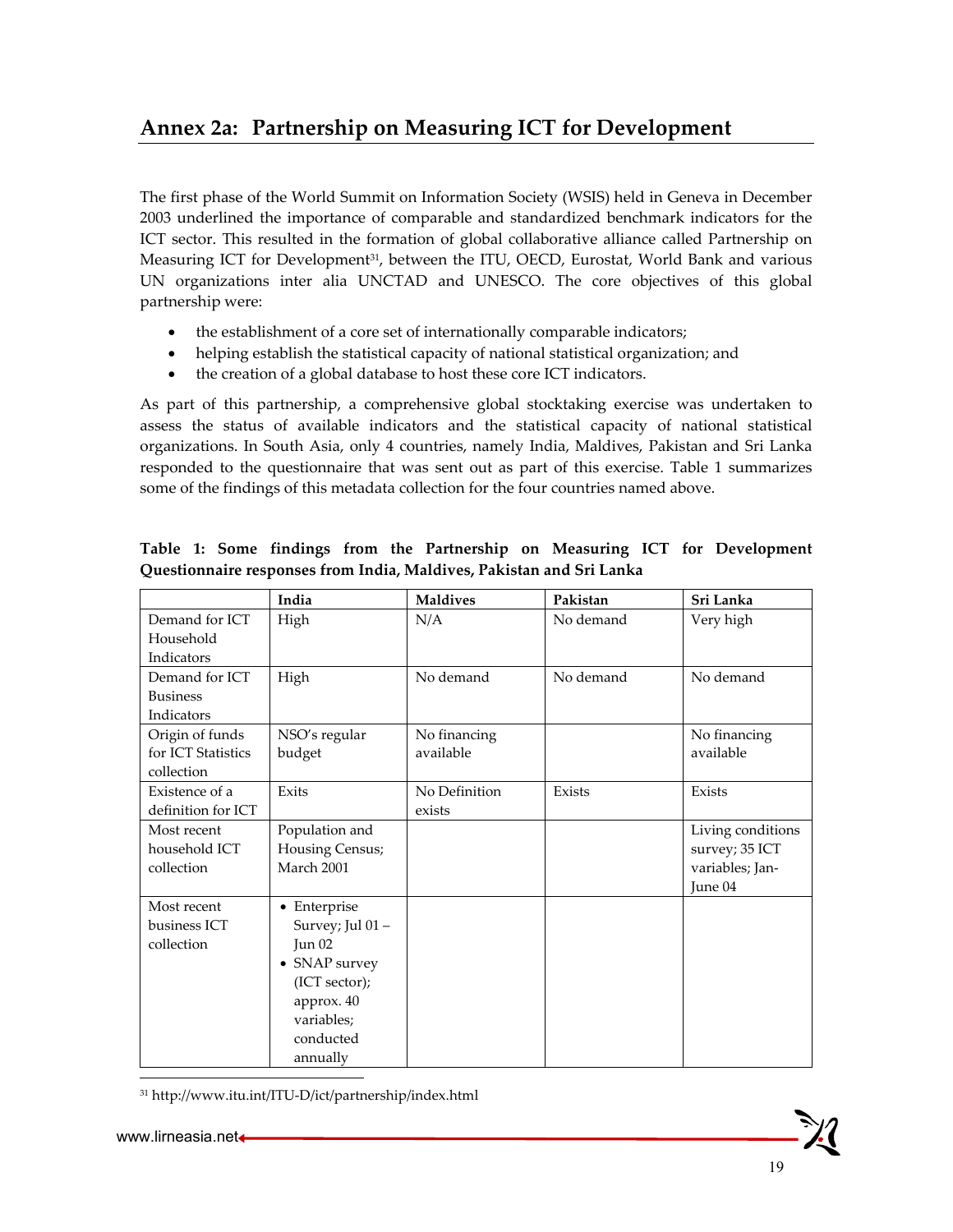## Annex 2a: Partnership on Measuring ICT for Development

The first phase of the World Summit on Information Society (WSIS) held in Geneva in December 2003 underlined the importance of comparable and standardized benchmark indicators for the ICT sector. This resulted in the formation of global collaborative alliance called Partnership on Measuring ICT for Development[31], between the ITU, OECD, Eurostat, World Bank and various UN organizations inter alia UNCTAD and UNESCO. The core objectives of this global partnership were:

- the establishment of a core set of internationally comparable indicators;
- helping establish the statistical capacity of national statistical organization; and
- the creation of a global database to host these core ICT indicators.

As part of this partnership, a comprehensive global stocktaking exercise was undertaken to assess the status of available indicators and the statistical capacity of national statistical organizations. In South Asia, only 4 countries, namely India, Maldives, Pakistan and Sri Lanka responded to the questionnaire that was sent out as part of this exercise. Table 1 summarizes some of the findings of this metadata collection for the four countries named above.

**Table 1: Some findings from the Partnership on Measuring ICT for Development Questionnaire responses from India, Maldives, Pakistan and Sri Lanka**

| | India | Maldives | Pakistan | Sri Lanka |
|---|---|---|---|---|
| Demand for ICT Household Indicators | High | N/A | No demand | Very high |
| Demand for ICT Business Indicators | High | No demand | No demand | No demand |
| Origin of funds for ICT Statistics collection | NSO's regular budget | No financing available | | No financing available |
| Existence of a definition for ICT | Exits | No Definition exists | Exists | Exists |
| Most recent household ICT collection | Population and Housing Census; March 2001 | | | Living conditions survey; 35 ICT variables; Jan-June 04 |
| Most recent business ICT collection | • Enterprise Survey; Jul 01 – Jun 02<br>• SNAP survey (ICT sector); approx. 40 variables; conducted annually | | | |

[31] http://www.itu.int/ITU-D/ict/partnership/index.html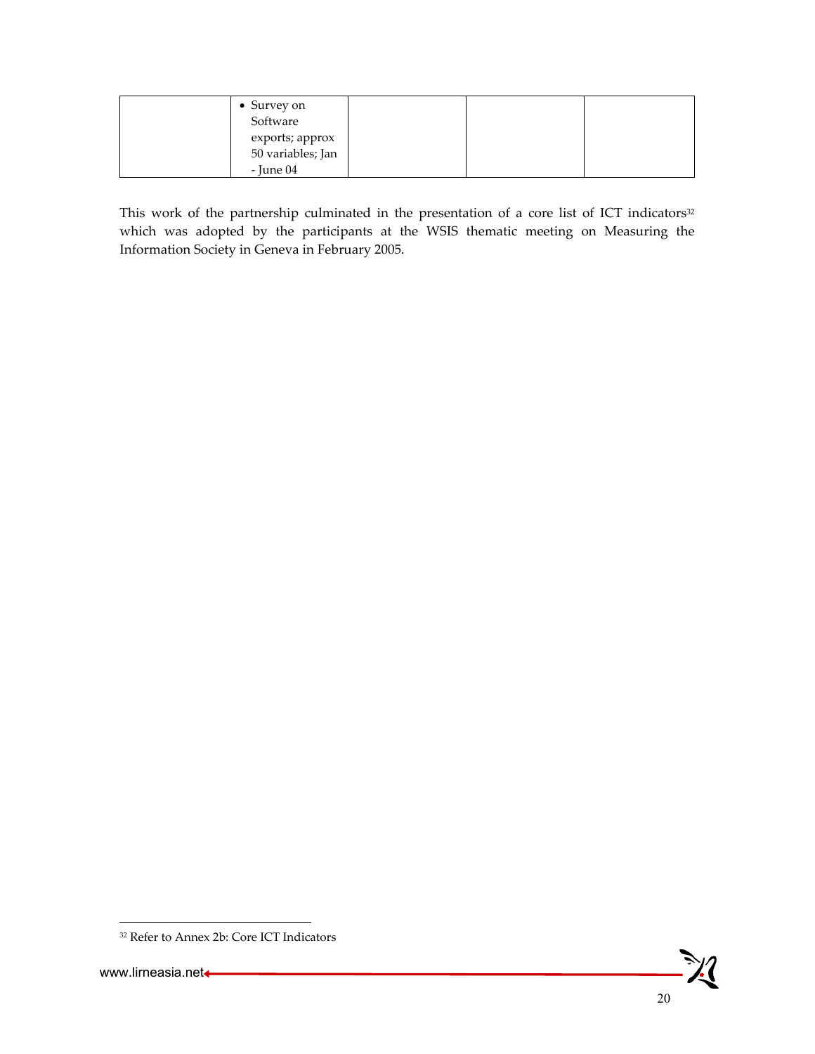|  | • Survey on Software exports; approx 50 variables; Jan - June 04 |  |  |  |
|---|---|---|---|---|

This work of the partnership culminated in the presentation of a core list of ICT indicators[32] which was adopted by the participants at the WSIS thematic meeting on Measuring the Information Society in Geneva in February 2005.

[32] Refer to Annex 2b: Core ICT Indicators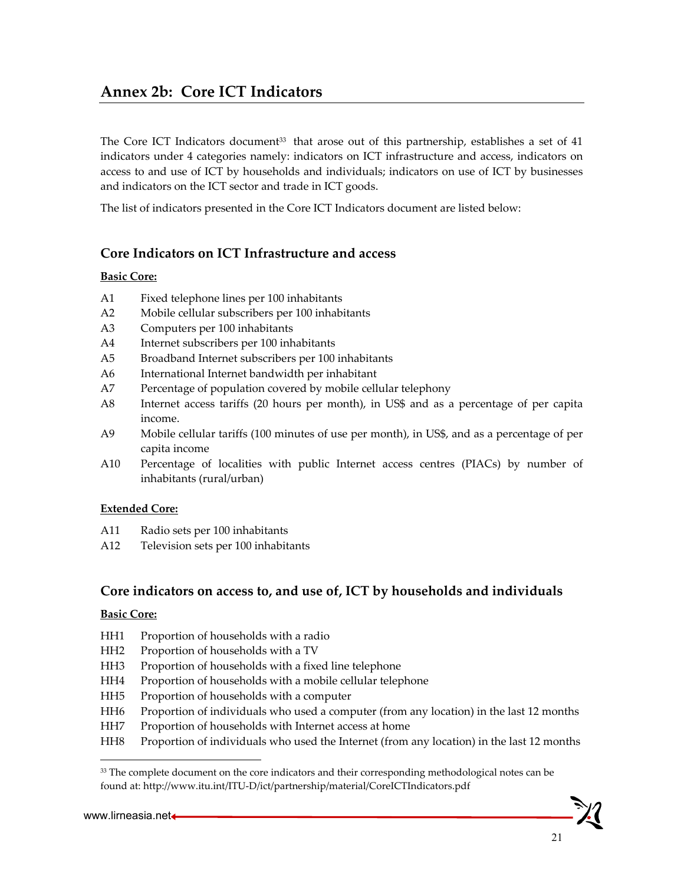## Annex 2b: Core ICT Indicators

The Core ICT Indicators document[33] that arose out of this partnership, establishes a set of 41 indicators under 4 categories namely: indicators on ICT infrastructure and access, indicators on access to and use of ICT by households and individuals; indicators on use of ICT by businesses and indicators on the ICT sector and trade in ICT goods.

The list of indicators presented in the Core ICT Indicators document are listed below:

### Core Indicators on ICT Infrastructure and access

**Basic Core:**

- A1 Fixed telephone lines per 100 inhabitants
- A2 Mobile cellular subscribers per 100 inhabitants
- A3 Computers per 100 inhabitants
- A4 Internet subscribers per 100 inhabitants
- A5 Broadband Internet subscribers per 100 inhabitants
- A6 International Internet bandwidth per inhabitant
- A7 Percentage of population covered by mobile cellular telephony
- A8 Internet access tariffs (20 hours per month), in US$ and as a percentage of per capita income.
- A9 Mobile cellular tariffs (100 minutes of use per month), in US$, and as a percentage of per capita income
- A10 Percentage of localities with public Internet access centres (PIACs) by number of inhabitants (rural/urban)

**Extended Core:**

- A11 Radio sets per 100 inhabitants
- A12 Television sets per 100 inhabitants

### Core indicators on access to, and use of, ICT by households and individuals

**Basic Core:**

- HH1 Proportion of households with a radio
- HH2 Proportion of households with a TV
- HH3 Proportion of households with a fixed line telephone
- HH4 Proportion of households with a mobile cellular telephone
- HH5 Proportion of households with a computer
- HH6 Proportion of individuals who used a computer (from any location) in the last 12 months
- HH7 Proportion of households with Internet access at home
- HH8 Proportion of individuals who used the Internet (from any location) in the last 12 months

[33] The complete document on the core indicators and their corresponding methodological notes can be found at: http://www.itu.int/ITU-D/ict/partnership/material/CoreICTIndicators.pdf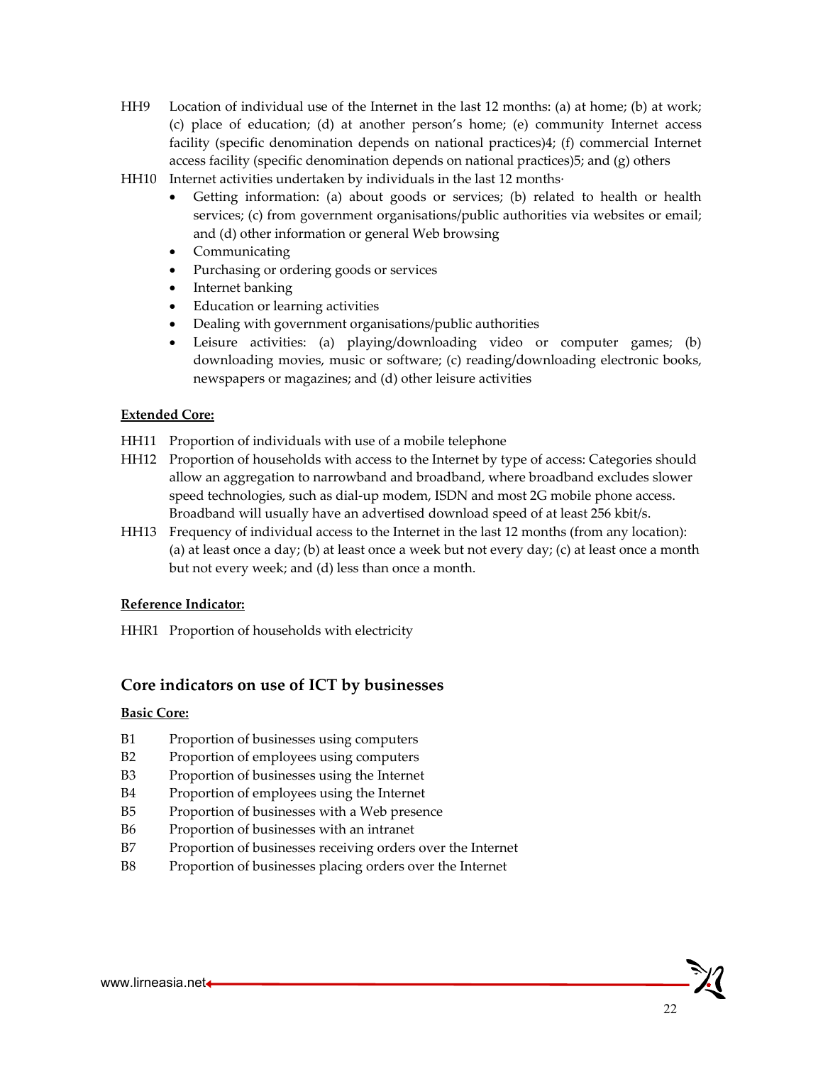HH9 Location of individual use of the Internet in the last 12 months: (a) at home; (b) at work; (c) place of education; (d) at another person's home; (e) community Internet access facility (specific denomination depends on national practices)4; (f) commercial Internet access facility (specific denomination depends on national practices)5; and (g) others

HH10 Internet activities undertaken by individuals in the last 12 months·

- Getting information: (a) about goods or services; (b) related to health or health services; (c) from government organisations/public authorities via websites or email; and (d) other information or general Web browsing
- Communicating
- Purchasing or ordering goods or services
- Internet banking
- Education or learning activities
- Dealing with government organisations/public authorities
- Leisure activities: (a) playing/downloading video or computer games; (b) downloading movies, music or software; (c) reading/downloading electronic books, newspapers or magazines; and (d) other leisure activities

**Extended Core:**

HH11 Proportion of individuals with use of a mobile telephone

HH12 Proportion of households with access to the Internet by type of access: Categories should allow an aggregation to narrowband and broadband, where broadband excludes slower speed technologies, such as dial-up modem, ISDN and most 2G mobile phone access. Broadband will usually have an advertised download speed of at least 256 kbit/s.

HH13 Frequency of individual access to the Internet in the last 12 months (from any location): (a) at least once a day; (b) at least once a week but not every day; (c) at least once a month but not every week; and (d) less than once a month.

**Reference Indicator:**

HHR1 Proportion of households with electricity

## Core indicators on use of ICT by businesses

**Basic Core:**

B1 Proportion of businesses using computers

B2 Proportion of employees using computers

B3 Proportion of businesses using the Internet

B4 Proportion of employees using the Internet

B5 Proportion of businesses with a Web presence

B6 Proportion of businesses with an intranet

B7 Proportion of businesses receiving orders over the Internet

B8 Proportion of businesses placing orders over the Internet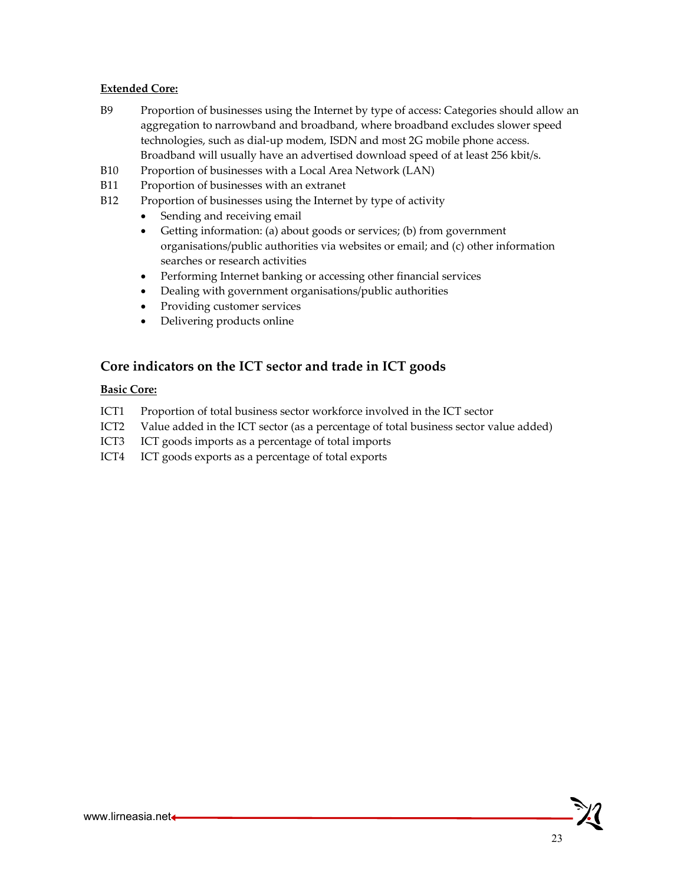**Extended Core:**

B9 Proportion of businesses using the Internet by type of access: Categories should allow an aggregation to narrowband and broadband, where broadband excludes slower speed technologies, such as dial-up modem, ISDN and most 2G mobile phone access. Broadband will usually have an advertised download speed of at least 256 kbit/s.

B10 Proportion of businesses with a Local Area Network (LAN)

B11 Proportion of businesses with an extranet

B12 Proportion of businesses using the Internet by type of activity

- Sending and receiving email
- Getting information: (a) about goods or services; (b) from government organisations/public authorities via websites or email; and (c) other information searches or research activities
- Performing Internet banking or accessing other financial services
- Dealing with government organisations/public authorities
- Providing customer services
- Delivering products online

## Core indicators on the ICT sector and trade in ICT goods

**Basic Core:**

ICT1 Proportion of total business sector workforce involved in the ICT sector

ICT2 Value added in the ICT sector (as a percentage of total business sector value added)

ICT3 ICT goods imports as a percentage of total imports

ICT4 ICT goods exports as a percentage of total exports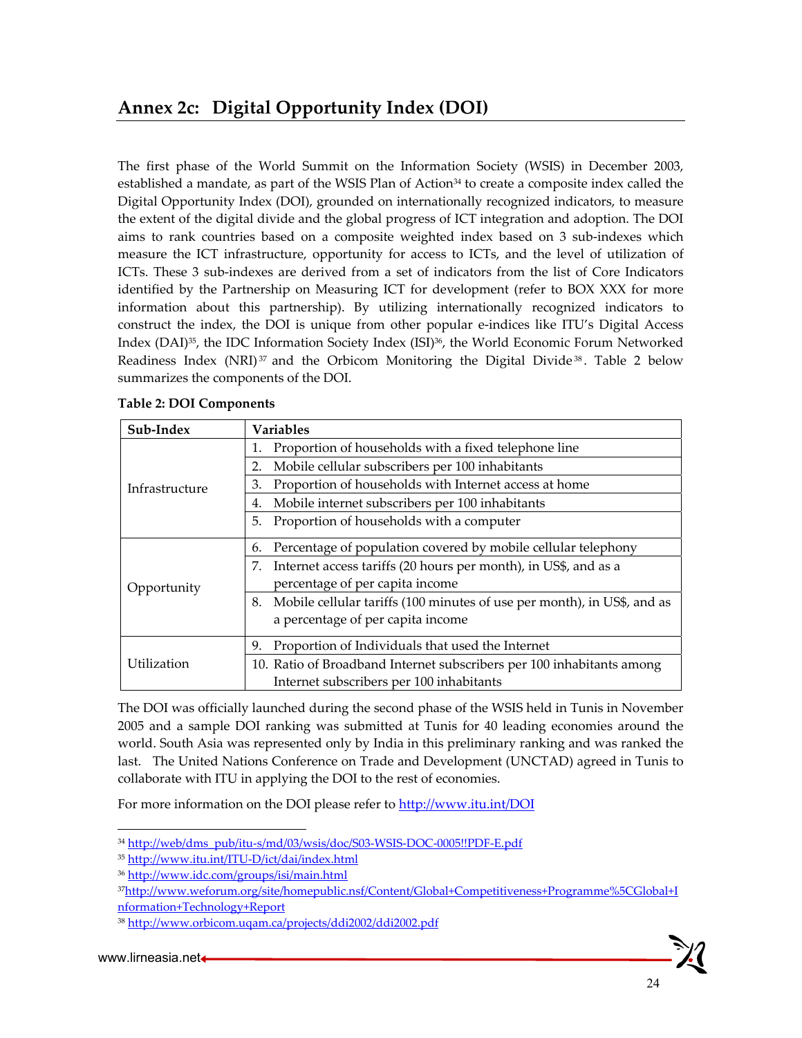## Annex 2c: Digital Opportunity Index (DOI)

The first phase of the World Summit on the Information Society (WSIS) in December 2003, established a mandate, as part of the WSIS Plan of Action[34] to create a composite index called the Digital Opportunity Index (DOI), grounded on internationally recognized indicators, to measure the extent of the digital divide and the global progress of ICT integration and adoption. The DOI aims to rank countries based on a composite weighted index based on 3 sub-indexes which measure the ICT infrastructure, opportunity for access to ICTs, and the level of utilization of ICTs. These 3 sub-indexes are derived from a set of indicators from the list of Core Indicators identified by the Partnership on Measuring ICT for development (refer to BOX XXX for more information about this partnership). By utilizing internationally recognized indicators to construct the index, the DOI is unique from other popular e-indices like ITU's Digital Access Index (DAI)[35], the IDC Information Society Index (ISI)[36], the World Economic Forum Networked Readiness Index (NRI)[37] and the Orbicom Monitoring the Digital Divide[38]. Table 2 below summarizes the components of the DOI.

**Table 2: DOI Components**

| Sub-Index | Variables |
|---|---|
| Infrastructure | 1. Proportion of households with a fixed telephone line |
| | 2. Mobile cellular subscribers per 100 inhabitants |
| | 3. Proportion of households with Internet access at home |
| | 4. Mobile internet subscribers per 100 inhabitants |
| | 5. Proportion of households with a computer |
| Opportunity | 6. Percentage of population covered by mobile cellular telephony |
| | 7. Internet access tariffs (20 hours per month), in US$, and as a percentage of per capita income |
| | 8. Mobile cellular tariffs (100 minutes of use per month), in US$, and as a percentage of per capita income |
| Utilization | 9. Proportion of Individuals that used the Internet |
| | 10. Ratio of Broadband Internet subscribers per 100 inhabitants among Internet subscribers per 100 inhabitants |

The DOI was officially launched during the second phase of the WSIS held in Tunis in November 2005 and a sample DOI ranking was submitted at Tunis for 40 leading economies around the world. South Asia was represented only by India in this preliminary ranking and was ranked the last. The United Nations Conference on Trade and Development (UNCTAD) agreed in Tunis to collaborate with ITU in applying the DOI to the rest of economies.

For more information on the DOI please refer to http://www.itu.int/DOI

[34] http://web/dms_pub/itu-s/md/03/wsis/doc/S03-WSIS-DOC-0005!!PDF-E.pdf

[35] http://www.itu.int/ITU-D/ict/dai/index.html

[36] http://www.idc.com/groups/isi/main.html

[37] http://www.weforum.org/site/homepublic.nsf/Content/Global+Competitiveness+Programme%5CGlobal+Information+Technology+Report

[38] http://www.orbicom.uqam.ca/projects/ddi2002/ddi2002.pdf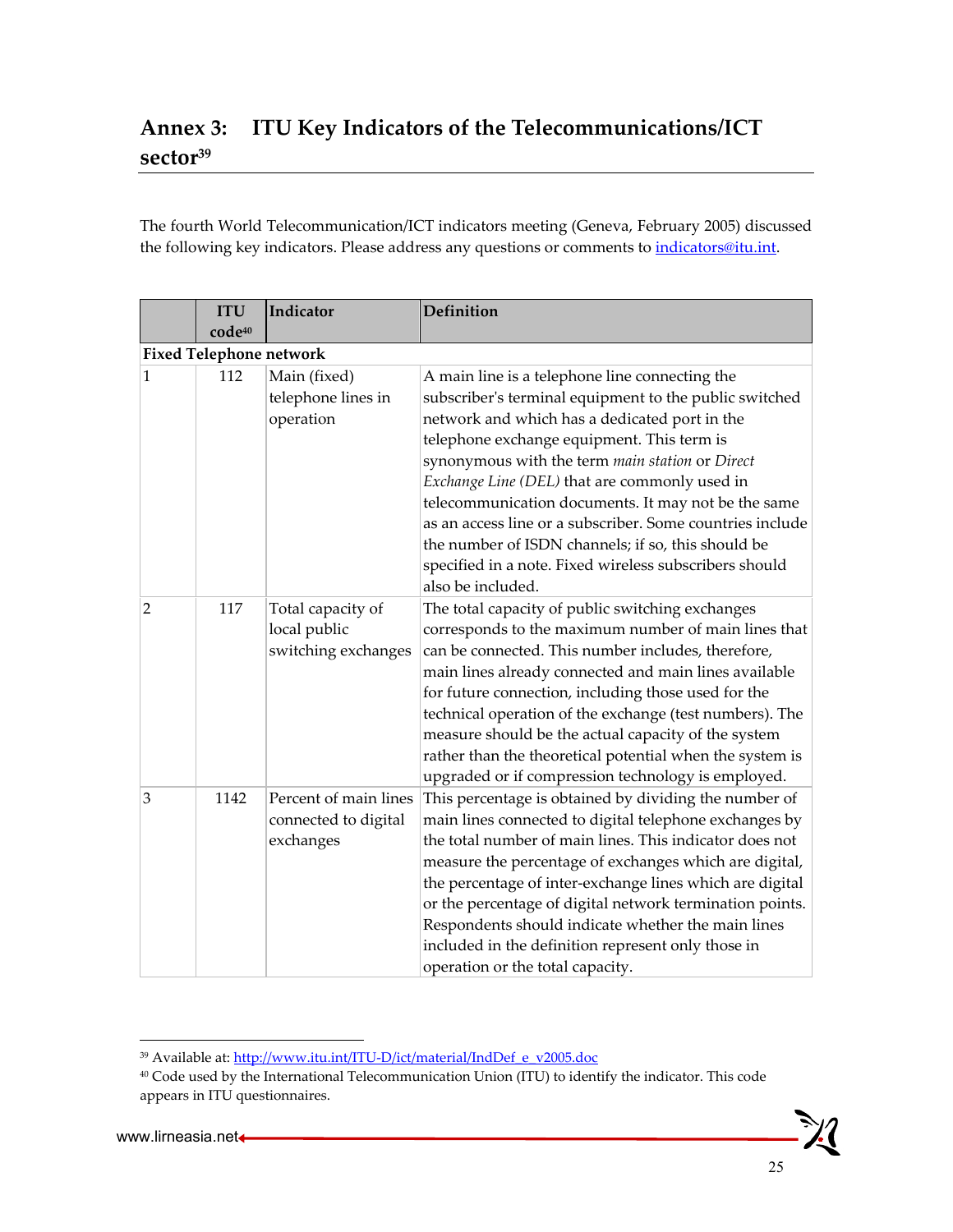# Annex 3: ITU Key Indicators of the Telecommunications/ICT sector[39]

The fourth World Telecommunication/ICT indicators meeting (Geneva, February 2005) discussed the following key indicators. Please address any questions or comments to indicators@itu.int.

| | ITU code[40] | Indicator | Definition |
|---|---|---|---|
| **Fixed Telephone network** | | | |
| 1 | 112 | Main (fixed) telephone lines in operation | A main line is a telephone line connecting the subscriber's terminal equipment to the public switched network and which has a dedicated port in the telephone exchange equipment. This term is synonymous with the term *main station* or *Direct Exchange Line (DEL)* that are commonly used in telecommunication documents. It may not be the same as an access line or a subscriber. Some countries include the number of ISDN channels; if so, this should be specified in a note. Fixed wireless subscribers should also be included. |
| 2 | 117 | Total capacity of local public switching exchanges | The total capacity of public switching exchanges corresponds to the maximum number of main lines that can be connected. This number includes, therefore, main lines already connected and main lines available for future connection, including those used for the technical operation of the exchange (test numbers). The measure should be the actual capacity of the system rather than the theoretical potential when the system is upgraded or if compression technology is employed. |
| 3 | 1142 | Percent of main lines connected to digital exchanges | This percentage is obtained by dividing the number of main lines connected to digital telephone exchanges by the total number of main lines. This indicator does not measure the percentage of exchanges which are digital, the percentage of inter-exchange lines which are digital or the percentage of digital network termination points. Respondents should indicate whether the main lines included in the definition represent only those in operation or the total capacity. |

[39] Available at: http://www.itu.int/ITU-D/ict/material/IndDef_e_v2005.doc

[40] Code used by the International Telecommunication Union (ITU) to identify the indicator. This code appears in ITU questionnaires.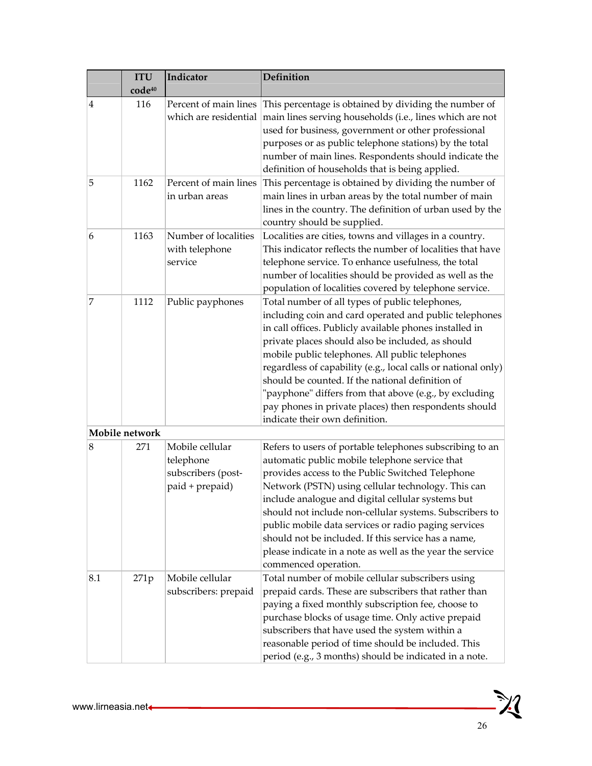| | ITU code[40] | Indicator | Definition |
|---|---|---|---|
| 4 | 116 | Percent of main lines which are residential | This percentage is obtained by dividing the number of main lines serving households (i.e., lines which are not used for business, government or other professional purposes or as public telephone stations) by the total number of main lines. Respondents should indicate the definition of households that is being applied. |
| 5 | 1162 | Percent of main lines in urban areas | This percentage is obtained by dividing the number of main lines in urban areas by the total number of main lines in the country. The definition of urban used by the country should be supplied. |
| 6 | 1163 | Number of localities with telephone service | Localities are cities, towns and villages in a country. This indicator reflects the number of localities that have telephone service. To enhance usefulness, the total number of localities should be provided as well as the population of localities covered by telephone service. |
| 7 | 1112 | Public payphones | Total number of all types of public telephones, including coin and card operated and public telephones in call offices. Publicly available phones installed in private places should also be included, as should mobile public telephones. All public telephones regardless of capability (e.g., local calls or national only) should be counted. If the national definition of "payphone" differs from that above (e.g., by excluding pay phones in private places) then respondents should indicate their own definition. |
| **Mobile network** | | | |
| 8 | 271 | Mobile cellular telephone subscribers (post-paid + prepaid) | Refers to users of portable telephones subscribing to an automatic public mobile telephone service that provides access to the Public Switched Telephone Network (PSTN) using cellular technology. This can include analogue and digital cellular systems but should not include non-cellular systems. Subscribers to public mobile data services or radio paging services should not be included. If this service has a name, please indicate in a note as well as the year the service commenced operation. |
| 8.1 | 271p | Mobile cellular subscribers: prepaid | Total number of mobile cellular subscribers using prepaid cards. These are subscribers that rather than paying a fixed monthly subscription fee, choose to purchase blocks of usage time. Only active prepaid subscribers that have used the system within a reasonable period of time should be included. This period (e.g., 3 months) should be indicated in a note. |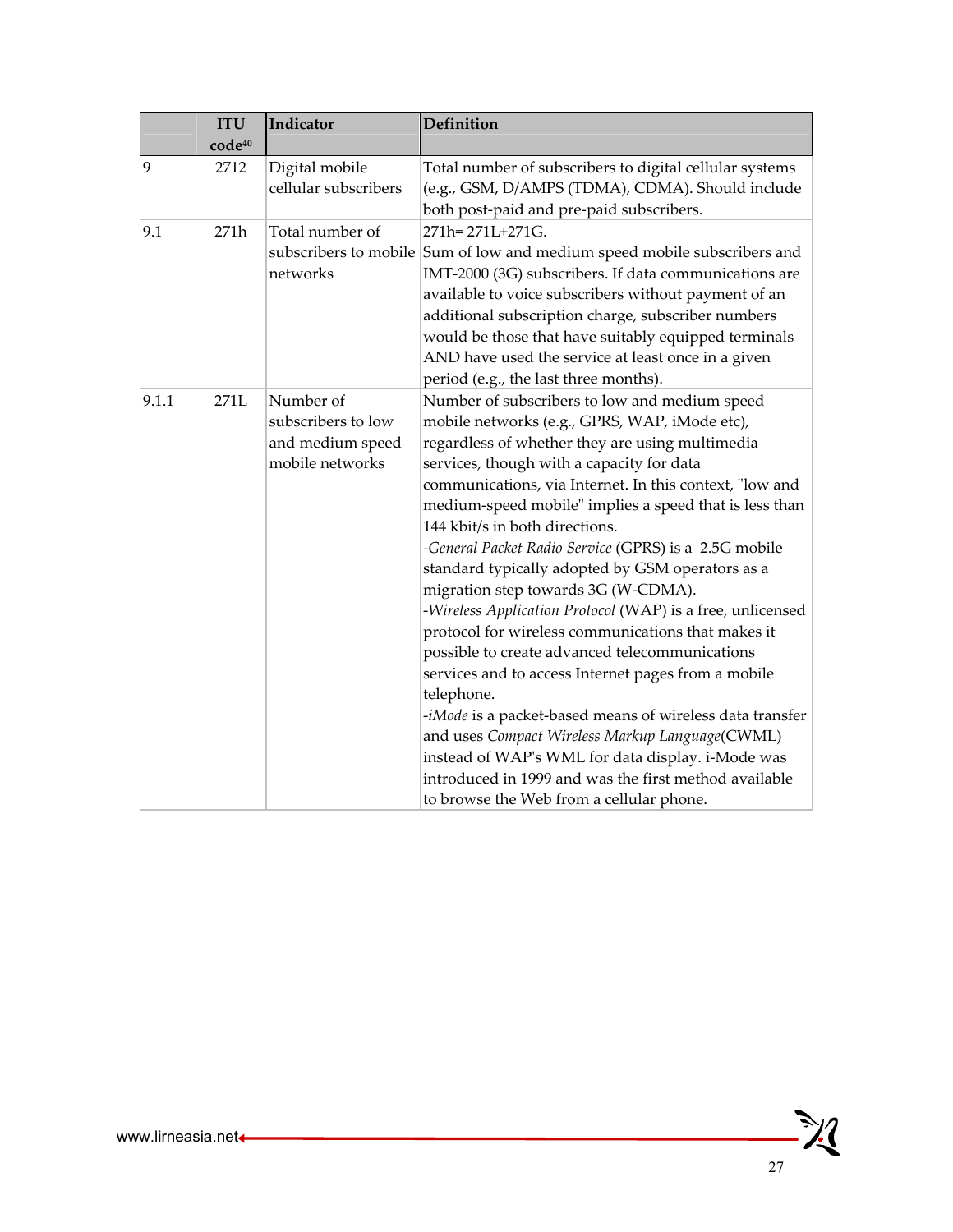| | ITU code[40] | Indicator | Definition |
|---|---|---|---|
| 9 | 2712 | Digital mobile cellular subscribers | Total number of subscribers to digital cellular systems (e.g., GSM, D/AMPS (TDMA), CDMA). Should include both post-paid and pre-paid subscribers. |
| 9.1 | 271h | Total number of subscribers to mobile networks | 271h= 271L+271G. Sum of low and medium speed mobile subscribers and IMT-2000 (3G) subscribers. If data communications are available to voice subscribers without payment of an additional subscription charge, subscriber numbers would be those that have suitably equipped terminals AND have used the service at least once in a given period (e.g., the last three months). |
| 9.1.1 | 271L | Number of subscribers to low and medium speed mobile networks | Number of subscribers to low and medium speed mobile networks (e.g., GPRS, WAP, iMode etc), regardless of whether they are using multimedia services, though with a capacity for data communications, via Internet. In this context, "low and medium-speed mobile" implies a speed that is less than 144 kbit/s in both directions. -*General Packet Radio Service* (GPRS) is a 2.5G mobile standard typically adopted by GSM operators as a migration step towards 3G (W-CDMA). -*Wireless Application Protocol* (WAP) is a free, unlicensed protocol for wireless communications that makes it possible to create advanced telecommunications services and to access Internet pages from a mobile telephone. -*iMode* is a packet-based means of wireless data transfer and uses *Compact Wireless Markup Language*(CWML) instead of WAP's WML for data display. i-Mode was introduced in 1999 and was the first method available to browse the Web from a cellular phone. |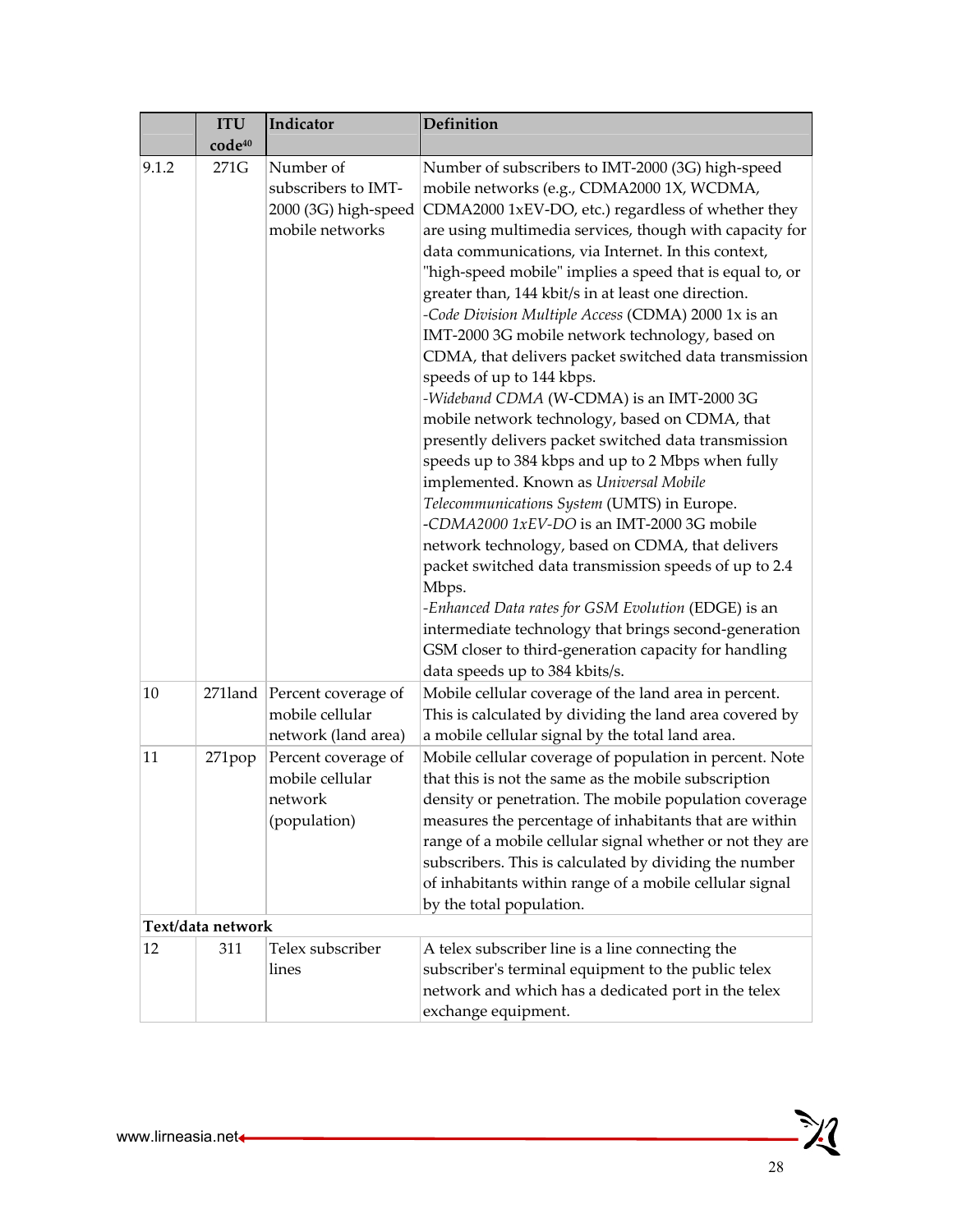|  | ITU code[40] | Indicator | Definition |
|---|---|---|---|
| 9.1.2 | 271G | Number of subscribers to IMT-2000 (3G) high-speed mobile networks | Number of subscribers to IMT-2000 (3G) high-speed mobile networks (e.g., CDMA2000 1X, WCDMA, CDMA2000 1xEV-DO, etc.) regardless of whether they are using multimedia services, though with capacity for data communications, via Internet. In this context, "high-speed mobile" implies a speed that is equal to, or greater than, 144 kbit/s in at least one direction.<br>-*Code Division Multiple Access* (CDMA) 2000 1x is an IMT-2000 3G mobile network technology, based on CDMA, that delivers packet switched data transmission speeds of up to 144 kbps.<br>-*Wideband CDMA* (W-CDMA) is an IMT-2000 3G mobile network technology, based on CDMA, that presently delivers packet switched data transmission speeds up to 384 kbps and up to 2 Mbps when fully implemented. Known as *Universal Mobile Telecommunications System* (UMTS) in Europe.<br>-*CDMA2000 1xEV-DO* is an IMT-2000 3G mobile network technology, based on CDMA, that delivers packet switched data transmission speeds of up to 2.4 Mbps.<br>-*Enhanced Data rates for GSM Evolution* (EDGE) is an intermediate technology that brings second-generation GSM closer to third-generation capacity for handling data speeds up to 384 kbits/s. |
| 10 | 271land | Percent coverage of mobile cellular network (land area) | Mobile cellular coverage of the land area in percent. This is calculated by dividing the land area covered by a mobile cellular signal by the total land area. |
| 11 | 271pop | Percent coverage of mobile cellular network (population) | Mobile cellular coverage of population in percent. Note that this is not the same as the mobile subscription density or penetration. The mobile population coverage measures the percentage of inhabitants that are within range of a mobile cellular signal whether or not they are subscribers. This is calculated by dividing the number of inhabitants within range of a mobile cellular signal by the total population. |
| **Text/data network** | | | |
| 12 | 311 | Telex subscriber lines | A telex subscriber line is a line connecting the subscriber's terminal equipment to the public telex network and which has a dedicated port in the telex exchange equipment. |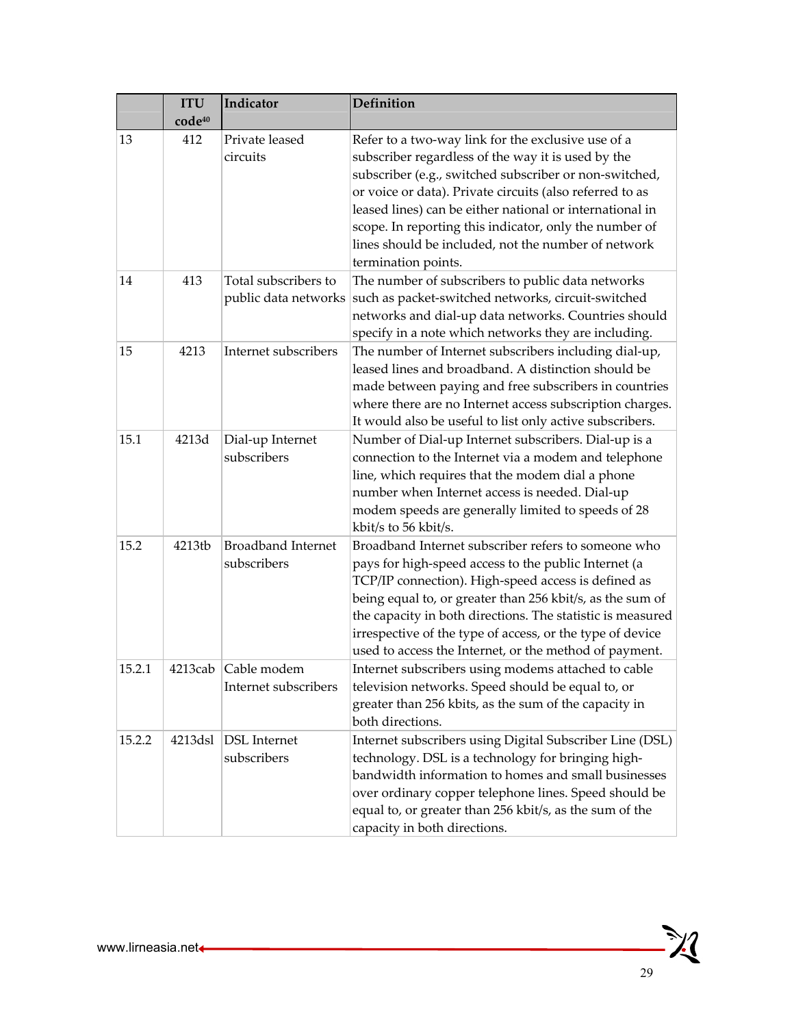| | ITU code[40] | Indicator | Definition |
|---|---|---|---|
| 13 | 412 | Private leased circuits | Refer to a two-way link for the exclusive use of a subscriber regardless of the way it is used by the subscriber (e.g., switched subscriber or non-switched, or voice or data). Private circuits (also referred to as leased lines) can be either national or international in scope. In reporting this indicator, only the number of lines should be included, not the number of network termination points. |
| 14 | 413 | Total subscribers to public data networks | The number of subscribers to public data networks such as packet-switched networks, circuit-switched networks and dial-up data networks. Countries should specify in a note which networks they are including. |
| 15 | 4213 | Internet subscribers | The number of Internet subscribers including dial-up, leased lines and broadband. A distinction should be made between paying and free subscribers in countries where there are no Internet access subscription charges. It would also be useful to list only active subscribers. |
| 15.1 | 4213d | Dial-up Internet subscribers | Number of Dial-up Internet subscribers. Dial-up is a connection to the Internet via a modem and telephone line, which requires that the modem dial a phone number when Internet access is needed. Dial-up modem speeds are generally limited to speeds of 28 kbit/s to 56 kbit/s. |
| 15.2 | 4213tb | Broadband Internet subscribers | Broadband Internet subscriber refers to someone who pays for high-speed access to the public Internet (a TCP/IP connection). High-speed access is defined as being equal to, or greater than 256 kbit/s, as the sum of the capacity in both directions. The statistic is measured irrespective of the type of access, or the type of device used to access the Internet, or the method of payment. |
| 15.2.1 | 4213cab | Cable modem Internet subscribers | Internet subscribers using modems attached to cable television networks. Speed should be equal to, or greater than 256 kbits, as the sum of the capacity in both directions. |
| 15.2.2 | 4213dsl | DSL Internet subscribers | Internet subscribers using Digital Subscriber Line (DSL) technology. DSL is a technology for bringing high-bandwidth information to homes and small businesses over ordinary copper telephone lines. Speed should be equal to, or greater than 256 kbit/s, as the sum of the capacity in both directions. |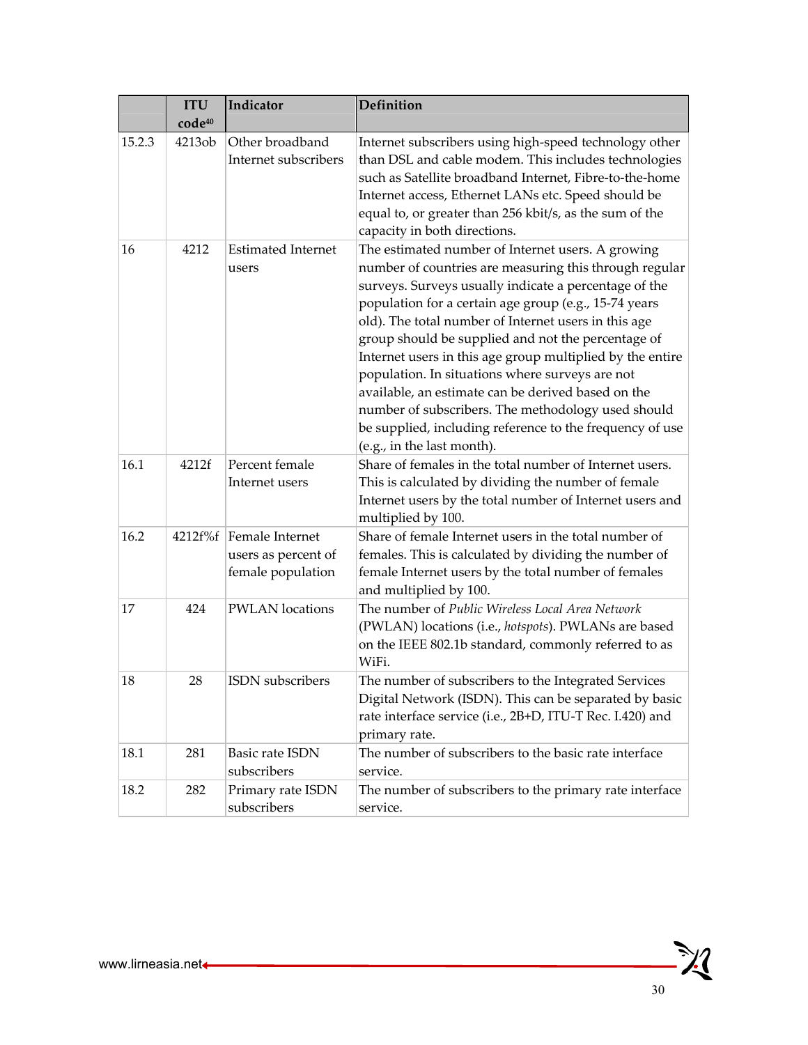| | ITU code[40] | Indicator | Definition |
|---|---|---|---|
| 15.2.3 | 4213ob | Other broadband Internet subscribers | Internet subscribers using high-speed technology other than DSL and cable modem. This includes technologies such as Satellite broadband Internet, Fibre-to-the-home Internet access, Ethernet LANs etc. Speed should be equal to, or greater than 256 kbit/s, as the sum of the capacity in both directions. |
| 16 | 4212 | Estimated Internet users | The estimated number of Internet users. A growing number of countries are measuring this through regular surveys. Surveys usually indicate a percentage of the population for a certain age group (e.g., 15-74 years old). The total number of Internet users in this age group should be supplied and not the percentage of Internet users in this age group multiplied by the entire population. In situations where surveys are not available, an estimate can be derived based on the number of subscribers. The methodology used should be supplied, including reference to the frequency of use (e.g., in the last month). |
| 16.1 | 4212f | Percent female Internet users | Share of females in the total number of Internet users. This is calculated by dividing the number of female Internet users by the total number of Internet users and multiplied by 100. |
| 16.2 | 4212f%f | Female Internet users as percent of female population | Share of female Internet users in the total number of females. This is calculated by dividing the number of female Internet users by the total number of females and multiplied by 100. |
| 17 | 424 | PWLAN locations | The number of *Public Wireless Local Area Network* (PWLAN) locations (i.e., *hotspots*). PWLANs are based on the IEEE 802.1b standard, commonly referred to as WiFi. |
| 18 | 28 | ISDN subscribers | The number of subscribers to the Integrated Services Digital Network (ISDN). This can be separated by basic rate interface service (i.e., 2B+D, ITU-T Rec. I.420) and primary rate. |
| 18.1 | 281 | Basic rate ISDN subscribers | The number of subscribers to the basic rate interface service. |
| 18.2 | 282 | Primary rate ISDN subscribers | The number of subscribers to the primary rate interface service. |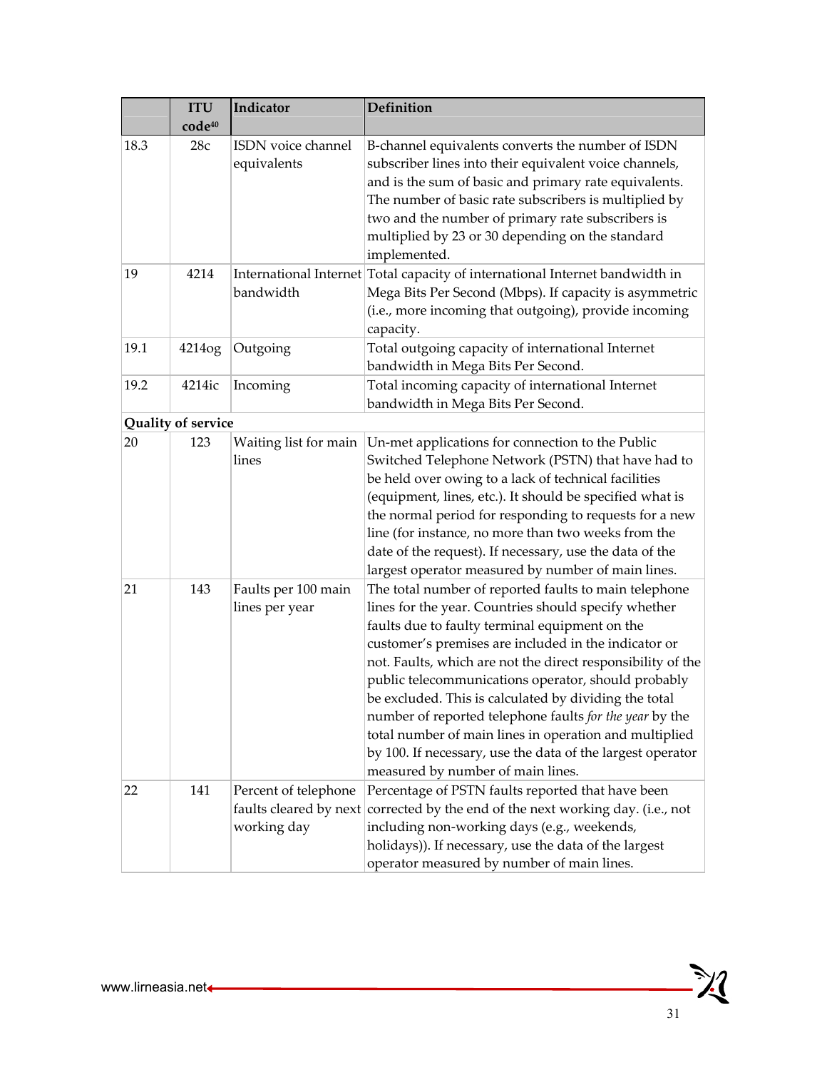|  | ITU code[40] | Indicator | Definition |
|---|---|---|---|
| 18.3 | 28c | ISDN voice channel equivalents | B-channel equivalents converts the number of ISDN subscriber lines into their equivalent voice channels, and is the sum of basic and primary rate equivalents. The number of basic rate subscribers is multiplied by two and the number of primary rate subscribers is multiplied by 23 or 30 depending on the standard implemented. |
| 19 | 4214 | International Internet bandwidth | Total capacity of international Internet bandwidth in Mega Bits Per Second (Mbps). If capacity is asymmetric (i.e., more incoming that outgoing), provide incoming capacity. |
| 19.1 | 4214og | Outgoing | Total outgoing capacity of international Internet bandwidth in Mega Bits Per Second. |
| 19.2 | 4214ic | Incoming | Total incoming capacity of international Internet bandwidth in Mega Bits Per Second. |
| **Quality of service** | | | |
| 20 | 123 | Waiting list for main lines | Un-met applications for connection to the Public Switched Telephone Network (PSTN) that have had to be held over owing to a lack of technical facilities (equipment, lines, etc.). It should be specified what is the normal period for responding to requests for a new line (for instance, no more than two weeks from the date of the request). If necessary, use the data of the largest operator measured by number of main lines. |
| 21 | 143 | Faults per 100 main lines per year | The total number of reported faults to main telephone lines for the year. Countries should specify whether faults due to faulty terminal equipment on the customer's premises are included in the indicator or not. Faults, which are not the direct responsibility of the public telecommunications operator, should probably be excluded. This is calculated by dividing the total number of reported telephone faults *for the year* by the total number of main lines in operation and multiplied by 100. If necessary, use the data of the largest operator measured by number of main lines. |
| 22 | 141 | Percent of telephone faults cleared by next working day | Percentage of PSTN faults reported that have been corrected by the end of the next working day. (i.e., not including non-working days (e.g., weekends, holidays)). If necessary, use the data of the largest operator measured by number of main lines. |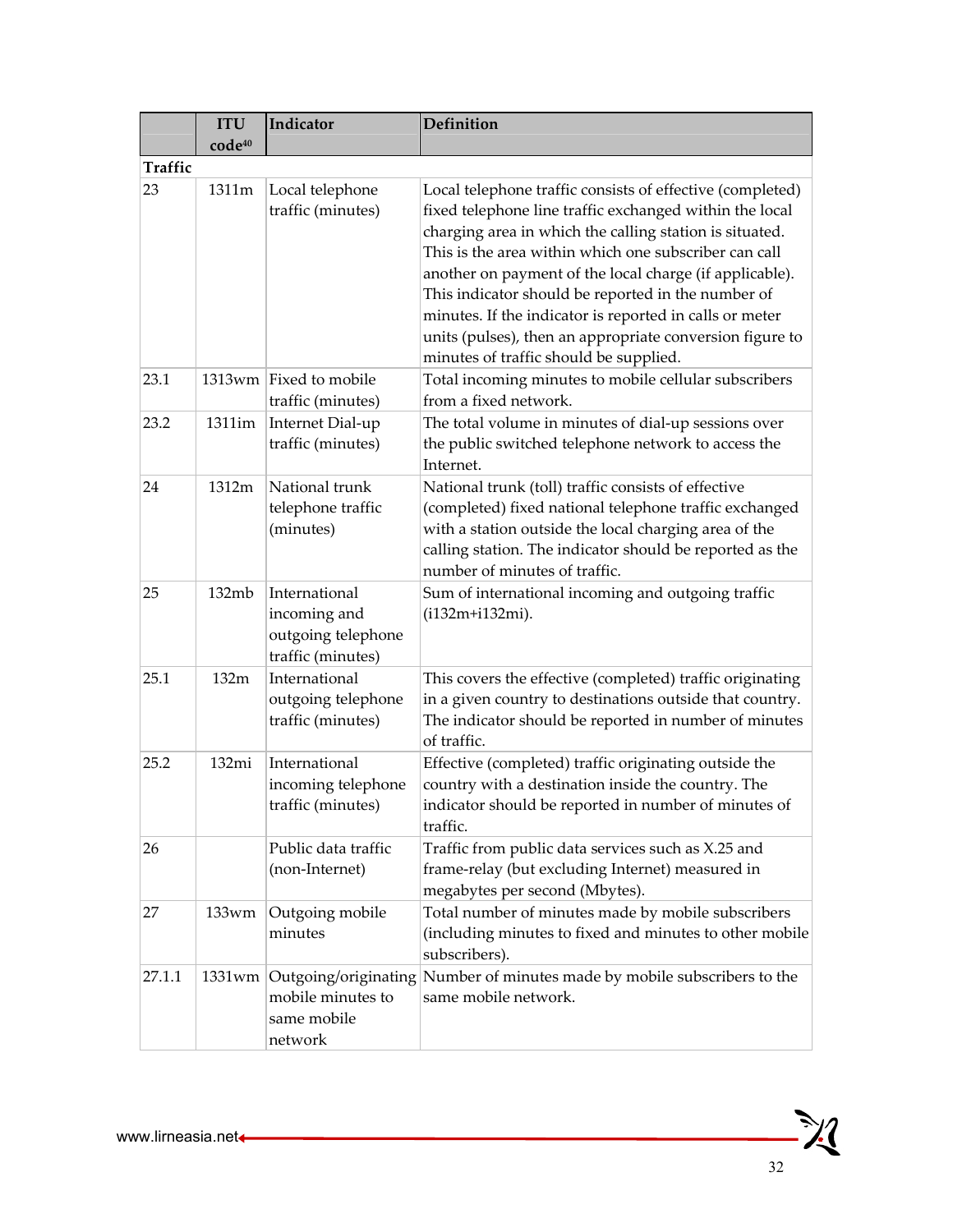| | ITU code[40] | Indicator | Definition |
|---|---|---|---|
| **Traffic** | | | |
| 23 | 1311m | Local telephone traffic (minutes) | Local telephone traffic consists of effective (completed) fixed telephone line traffic exchanged within the local charging area in which the calling station is situated. This is the area within which one subscriber can call another on payment of the local charge (if applicable). This indicator should be reported in the number of minutes. If the indicator is reported in calls or meter units (pulses), then an appropriate conversion figure to minutes of traffic should be supplied. |
| 23.1 | 1313wm | Fixed to mobile traffic (minutes) | Total incoming minutes to mobile cellular subscribers from a fixed network. |
| 23.2 | 1311im | Internet Dial-up traffic (minutes) | The total volume in minutes of dial-up sessions over the public switched telephone network to access the Internet. |
| 24 | 1312m | National trunk telephone traffic (minutes) | National trunk (toll) traffic consists of effective (completed) fixed national telephone traffic exchanged with a station outside the local charging area of the calling station. The indicator should be reported as the number of minutes of traffic. |
| 25 | 132mb | International incoming and outgoing telephone traffic (minutes) | Sum of international incoming and outgoing traffic (i132m+i132mi). |
| 25.1 | 132m | International outgoing telephone traffic (minutes) | This covers the effective (completed) traffic originating in a given country to destinations outside that country. The indicator should be reported in number of minutes of traffic. |
| 25.2 | 132mi | International incoming telephone traffic (minutes) | Effective (completed) traffic originating outside the country with a destination inside the country. The indicator should be reported in number of minutes of traffic. |
| 26 | | Public data traffic (non-Internet) | Traffic from public data services such as X.25 and frame-relay (but excluding Internet) measured in megabytes per second (Mbytes). |
| 27 | 133wm | Outgoing mobile minutes | Total number of minutes made by mobile subscribers (including minutes to fixed and minutes to other mobile subscribers). |
| 27.1.1 | 1331wm | Outgoing/originating mobile minutes to same mobile network | Number of minutes made by mobile subscribers to the same mobile network. |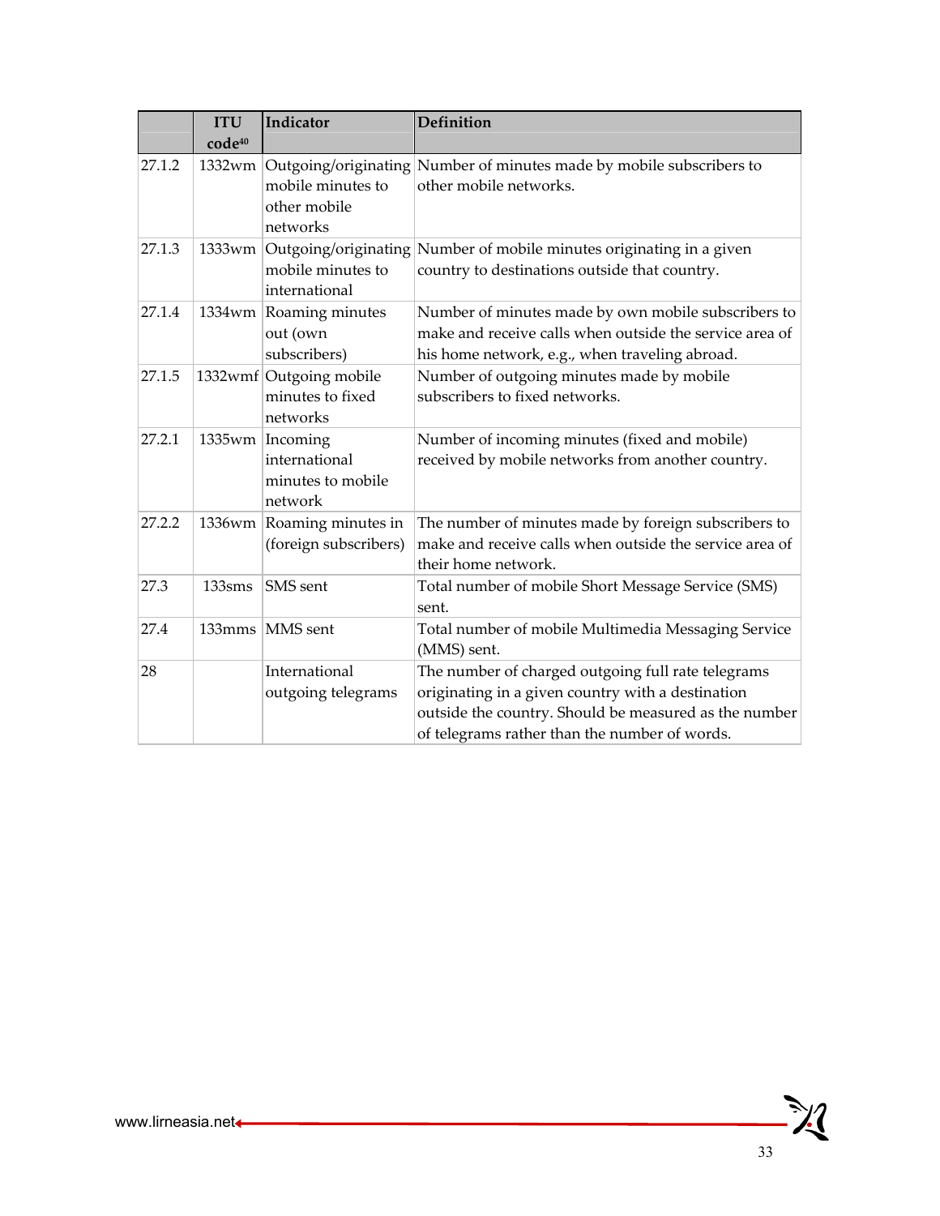| | ITU code[40] | Indicator | Definition |
|---|---|---|---|
| 27.1.2 | 1332wm | Outgoing/originating mobile minutes to other mobile networks | Number of minutes made by mobile subscribers to other mobile networks. |
| 27.1.3 | 1333wm | Outgoing/originating mobile minutes to international | Number of mobile minutes originating in a given country to destinations outside that country. |
| 27.1.4 | 1334wm | Roaming minutes out (own subscribers) | Number of minutes made by own mobile subscribers to make and receive calls when outside the service area of his home network, e.g., when traveling abroad. |
| 27.1.5 | 1332wmf | Outgoing mobile minutes to fixed networks | Number of outgoing minutes made by mobile subscribers to fixed networks. |
| 27.2.1 | 1335wm | Incoming international minutes to mobile network | Number of incoming minutes (fixed and mobile) received by mobile networks from another country. |
| 27.2.2 | 1336wm | Roaming minutes in (foreign subscribers) | The number of minutes made by foreign subscribers to make and receive calls when outside the service area of their home network. |
| 27.3 | 133sms | SMS sent | Total number of mobile Short Message Service (SMS) sent. |
| 27.4 | 133mms | MMS sent | Total number of mobile Multimedia Messaging Service (MMS) sent. |
| 28 | | International outgoing telegrams | The number of charged outgoing full rate telegrams originating in a given country with a destination outside the country. Should be measured as the number of telegrams rather than the number of words. |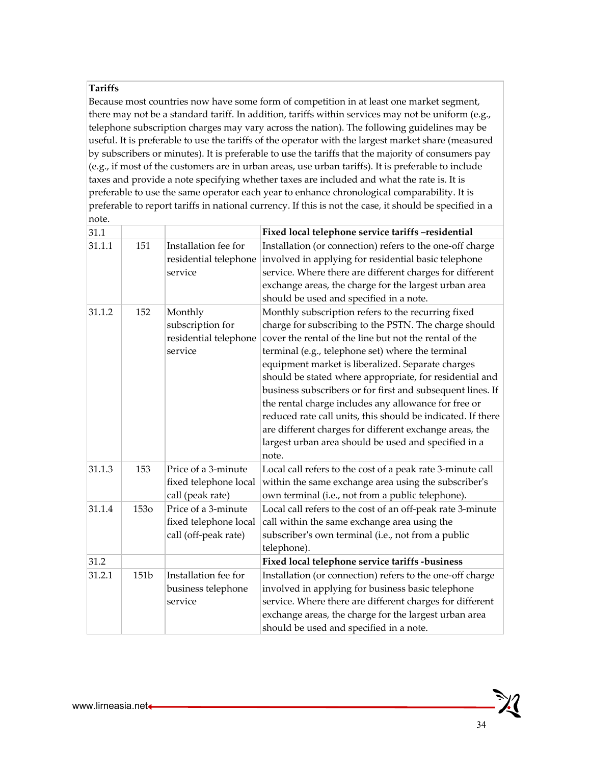**Tariffs**

Because most countries now have some form of competition in at least one market segment, there may not be a standard tariff. In addition, tariffs within services may not be uniform (e.g., telephone subscription charges may vary across the nation). The following guidelines may be useful. It is preferable to use the tariffs of the operator with the largest market share (measured by subscribers or minutes). It is preferable to use the tariffs that the majority of consumers pay (e.g., if most of the customers are in urban areas, use urban tariffs). It is preferable to include taxes and provide a note specifying whether taxes are included and what the rate is. It is preferable to use the same operator each year to enhance chronological comparability. It is preferable to report tariffs in national currency. If this is not the case, it should be specified in a note.

| | | | |
|---|---|---|---|
| 31.1 | | | **Fixed local telephone service tariffs –residential** |
| 31.1.1 | 151 | Installation fee for residential telephone service | Installation (or connection) refers to the one-off charge involved in applying for residential basic telephone service. Where there are different charges for different exchange areas, the charge for the largest urban area should be used and specified in a note. |
| 31.1.2 | 152 | Monthly subscription for residential telephone service | Monthly subscription refers to the recurring fixed charge for subscribing to the PSTN. The charge should cover the rental of the line but not the rental of the terminal (e.g., telephone set) where the terminal equipment market is liberalized. Separate charges should be stated where appropriate, for residential and business subscribers or for first and subsequent lines. If the rental charge includes any allowance for free or reduced rate call units, this should be indicated. If there are different charges for different exchange areas, the largest urban area should be used and specified in a note. |
| 31.1.3 | 153 | Price of a 3-minute fixed telephone local call (peak rate) | Local call refers to the cost of a peak rate 3-minute call within the same exchange area using the subscriber's own terminal (i.e., not from a public telephone). |
| 31.1.4 | 153o | Price of a 3-minute fixed telephone local call (off-peak rate) | Local call refers to the cost of an off-peak rate 3-minute call within the same exchange area using the subscriber's own terminal (i.e., not from a public telephone). |
| 31.2 | | | **Fixed local telephone service tariffs -business** |
| 31.2.1 | 151b | Installation fee for business telephone service | Installation (or connection) refers to the one-off charge involved in applying for business basic telephone service. Where there are different charges for different exchange areas, the charge for the largest urban area should be used and specified in a note. |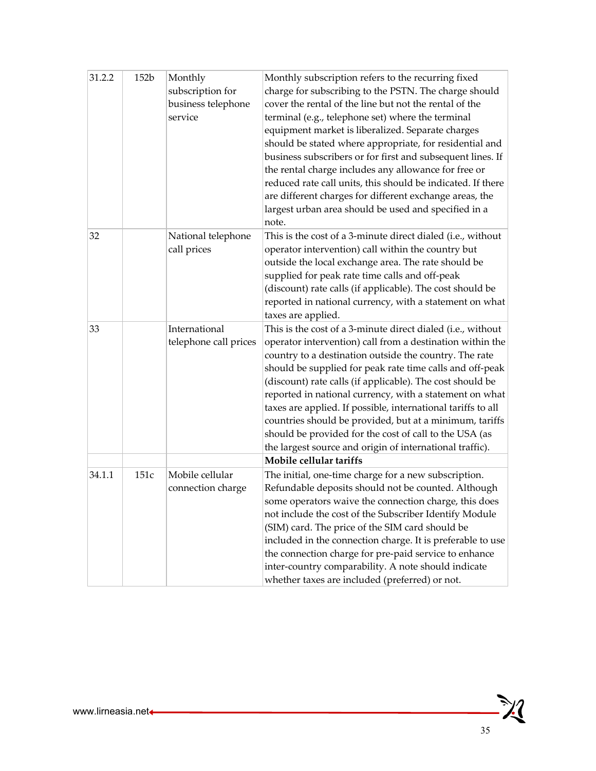| | | | |
|---|---|---|---|
| 31.2.2 | 152b | Monthly subscription for business telephone service | Monthly subscription refers to the recurring fixed charge for subscribing to the PSTN. The charge should cover the rental of the line but not the rental of the terminal (e.g., telephone set) where the terminal equipment market is liberalized. Separate charges should be stated where appropriate, for residential and business subscribers or for first and subsequent lines. If the rental charge includes any allowance for free or reduced rate call units, this should be indicated. If there are different charges for different exchange areas, the largest urban area should be used and specified in a note. |
| 32 | | National telephone call prices | This is the cost of a 3-minute direct dialed (i.e., without operator intervention) call within the country but outside the local exchange area. The rate should be supplied for peak rate time calls and off-peak (discount) rate calls (if applicable). The cost should be reported in national currency, with a statement on what taxes are applied. |
| 33 | | International telephone call prices | This is the cost of a 3-minute direct dialed (i.e., without operator intervention) call from a destination within the country to a destination outside the country. The rate should be supplied for peak rate time calls and off-peak (discount) rate calls (if applicable). The cost should be reported in national currency, with a statement on what taxes are applied. If possible, international tariffs to all countries should be provided, but at a minimum, tariffs should be provided for the cost of call to the USA (as the largest source and origin of international traffic). |
| | | | **Mobile cellular tariffs** |
| 34.1.1 | 151c | Mobile cellular connection charge | The initial, one-time charge for a new subscription. Refundable deposits should not be counted. Although some operators waive the connection charge, this does not include the cost of the Subscriber Identify Module (SIM) card. The price of the SIM card should be included in the connection charge. It is preferable to use the connection charge for pre-paid service to enhance inter-country comparability. A note should indicate whether taxes are included (preferred) or not. |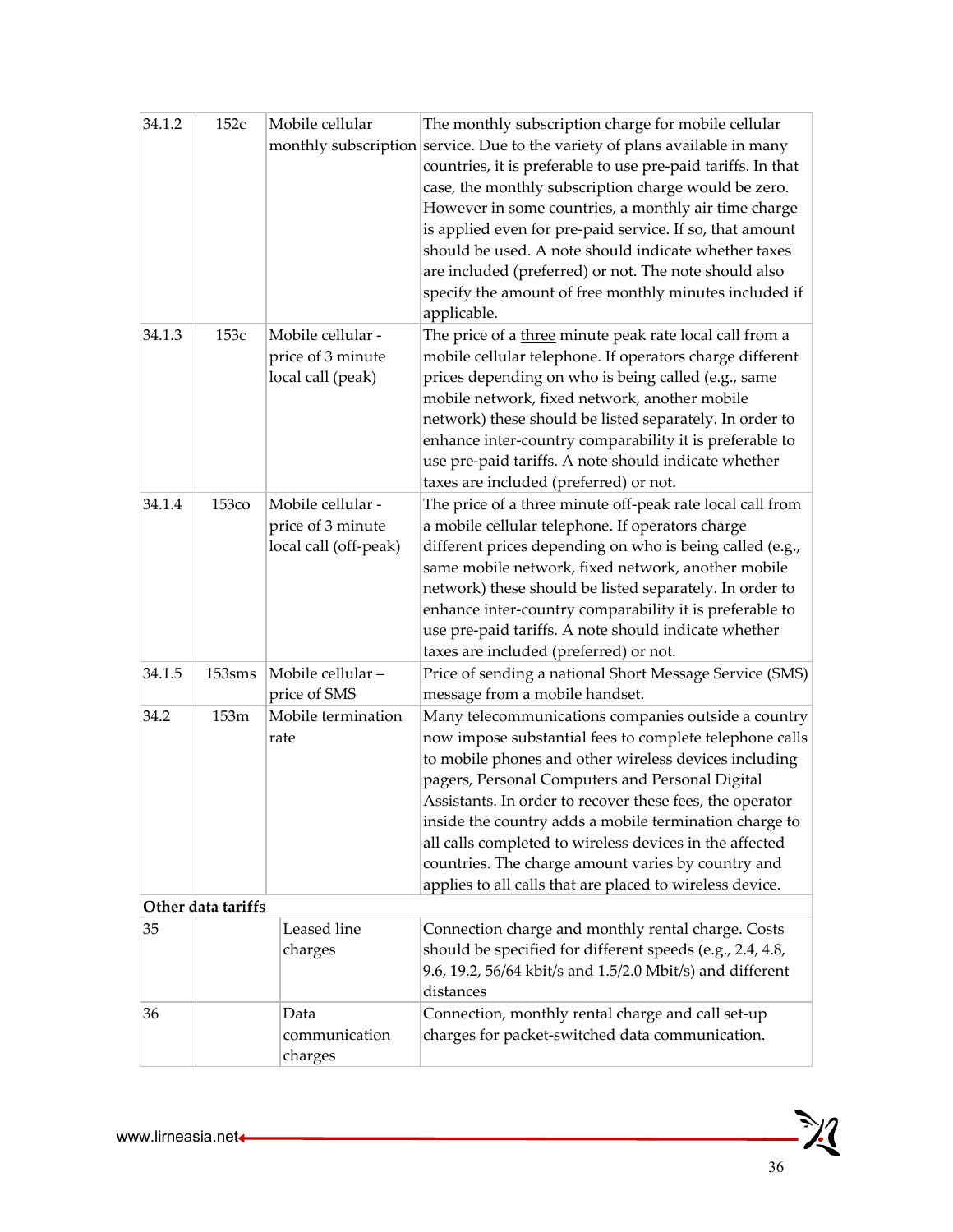| | | | |
|---|---|---|---|
| 34.1.2 | 152c | Mobile cellular monthly subscription | The monthly subscription charge for mobile cellular service. Due to the variety of plans available in many countries, it is preferable to use pre-paid tariffs. In that case, the monthly subscription charge would be zero. However in some countries, a monthly air time charge is applied even for pre-paid service. If so, that amount should be used. A note should indicate whether taxes are included (preferred) or not. The note should also specify the amount of free monthly minutes included if applicable. |
| 34.1.3 | 153c | Mobile cellular - price of 3 minute local call (peak) | The price of a three minute peak rate local call from a mobile cellular telephone. If operators charge different prices depending on who is being called (e.g., same mobile network, fixed network, another mobile network) these should be listed separately. In order to enhance inter-country comparability it is preferable to use pre-paid tariffs. A note should indicate whether taxes are included (preferred) or not. |
| 34.1.4 | 153co | Mobile cellular - price of 3 minute local call (off-peak) | The price of a three minute off-peak rate local call from a mobile cellular telephone. If operators charge different prices depending on who is being called (e.g., same mobile network, fixed network, another mobile network) these should be listed separately. In order to enhance inter-country comparability it is preferable to use pre-paid tariffs. A note should indicate whether taxes are included (preferred) or not. |
| 34.1.5 | 153sms | Mobile cellular – price of SMS | Price of sending a national Short Message Service (SMS) message from a mobile handset. |
| 34.2 | 153m | Mobile termination rate | Many telecommunications companies outside a country now impose substantial fees to complete telephone calls to mobile phones and other wireless devices including pagers, Personal Computers and Personal Digital Assistants. In order to recover these fees, the operator inside the country adds a mobile termination charge to all calls completed to wireless devices in the affected countries. The charge amount varies by country and applies to all calls that are placed to wireless device. |
| **Other data tariffs** | | | |
| 35 | | Leased line charges | Connection charge and monthly rental charge. Costs should be specified for different speeds (e.g., 2.4, 4.8, 9.6, 19.2, 56/64 kbit/s and 1.5/2.0 Mbit/s) and different distances |
| 36 | | Data communication charges | Connection, monthly rental charge and call set-up charges for packet-switched data communication. |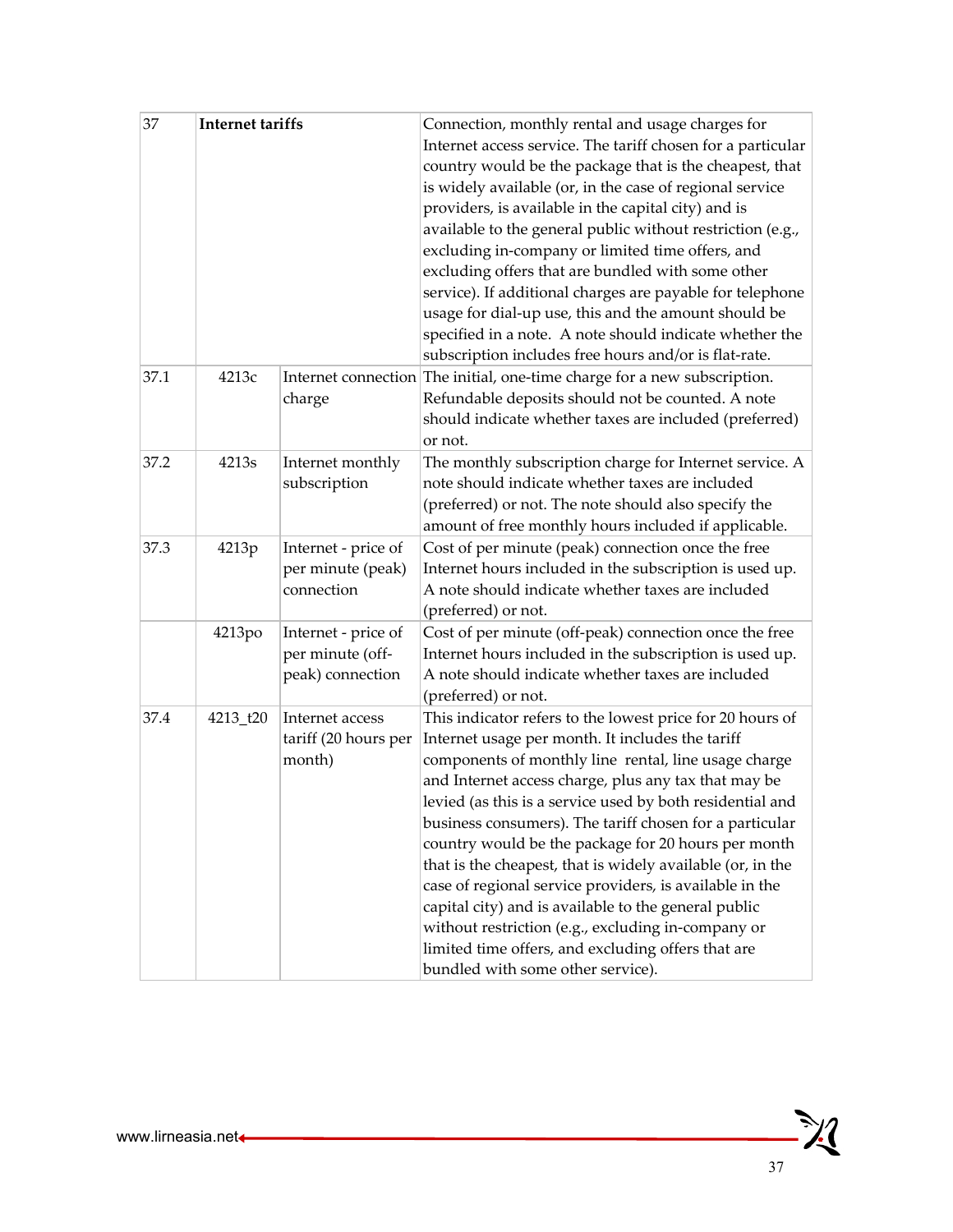| 37 | **Internet tariffs** | | Connection, monthly rental and usage charges for Internet access service. The tariff chosen for a particular country would be the package that is the cheapest, that is widely available (or, in the case of regional service providers, is available in the capital city) and is available to the general public without restriction (e.g., excluding in-company or limited time offers, and excluding offers that are bundled with some other service). If additional charges are payable for telephone usage for dial-up use, this and the amount should be specified in a note. A note should indicate whether the subscription includes free hours and/or is flat-rate. |
|---|---|---|---|
| 37.1 | 4213c | Internet connection charge | The initial, one-time charge for a new subscription. Refundable deposits should not be counted. A note should indicate whether taxes are included (preferred) or not. |
| 37.2 | 4213s | Internet monthly subscription | The monthly subscription charge for Internet service. A note should indicate whether taxes are included (preferred) or not. The note should also specify the amount of free monthly hours included if applicable. |
| 37.3 | 4213p | Internet - price of per minute (peak) connection | Cost of per minute (peak) connection once the free Internet hours included in the subscription is used up. A note should indicate whether taxes are included (preferred) or not. |
| | 4213po | Internet - price of per minute (off-peak) connection | Cost of per minute (off-peak) connection once the free Internet hours included in the subscription is used up. A note should indicate whether taxes are included (preferred) or not. |
| 37.4 | 4213_t20 | Internet access tariff (20 hours per month) | This indicator refers to the lowest price for 20 hours of Internet usage per month. It includes the tariff components of monthly line rental, line usage charge and Internet access charge, plus any tax that may be levied (as this is a service used by both residential and business consumers). The tariff chosen for a particular country would be the package for 20 hours per month that is the cheapest, that is widely available (or, in the case of regional service providers, is available in the capital city) and is available to the general public without restriction (e.g., excluding in-company or limited time offers, and excluding offers that are bundled with some other service). |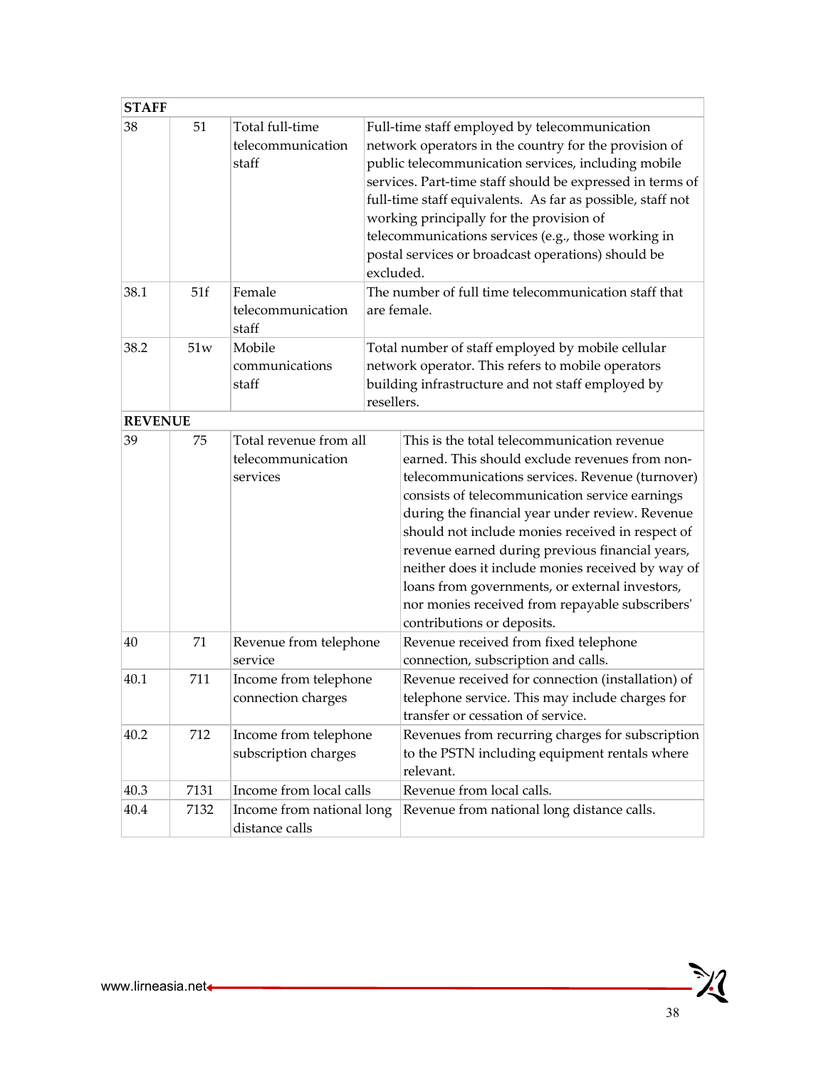| STAFF | | | |
|---|---|---|---|
| 38 | 51 | Total full-time telecommunication staff | Full-time staff employed by telecommunication network operators in the country for the provision of public telecommunication services, including mobile services. Part-time staff should be expressed in terms of full-time staff equivalents. As far as possible, staff not working principally for the provision of telecommunications services (e.g., those working in postal services or broadcast operations) should be excluded. |
| 38.1 | 51f | Female telecommunication staff | The number of full time telecommunication staff that are female. |
| 38.2 | 51w | Mobile communications staff | Total number of staff employed by mobile cellular network operator. This refers to mobile operators building infrastructure and not staff employed by resellers. |
| **REVENUE** | | | |
| 39 | 75 | Total revenue from all telecommunication services | This is the total telecommunication revenue earned. This should exclude revenues from non-telecommunications services. Revenue (turnover) consists of telecommunication service earnings during the financial year under review. Revenue should not include monies received in respect of revenue earned during previous financial years, neither does it include monies received by way of loans from governments, or external investors, nor monies received from repayable subscribers' contributions or deposits. |
| 40 | 71 | Revenue from telephone service | Revenue received from fixed telephone connection, subscription and calls. |
| 40.1 | 711 | Income from telephone connection charges | Revenue received for connection (installation) of telephone service. This may include charges for transfer or cessation of service. |
| 40.2 | 712 | Income from telephone subscription charges | Revenues from recurring charges for subscription to the PSTN including equipment rentals where relevant. |
| 40.3 | 7131 | Income from local calls | Revenue from local calls. |
| 40.4 | 7132 | Income from national long distance calls | Revenue from national long distance calls. |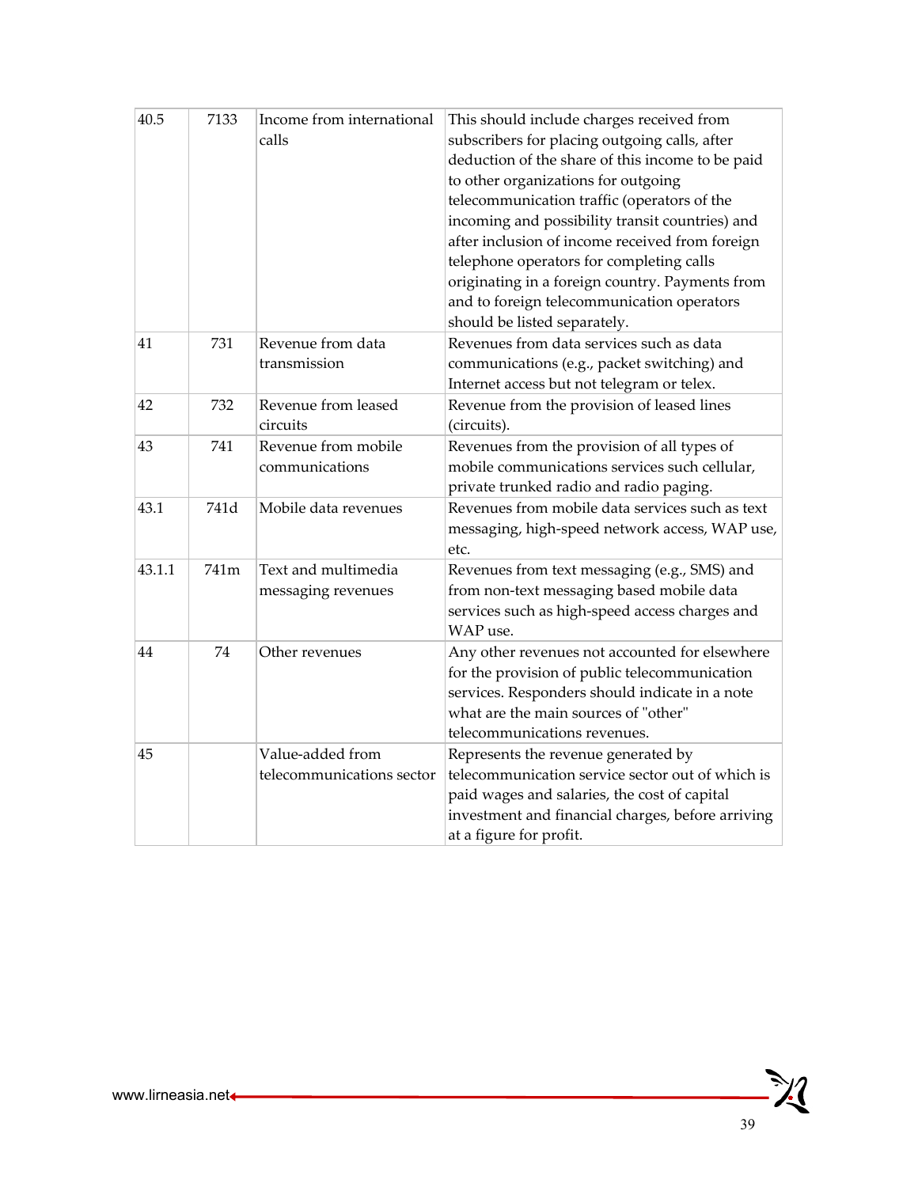| 40.5 | 7133 | Income from international calls | This should include charges received from subscribers for placing outgoing calls, after deduction of the share of this income to be paid to other organizations for outgoing telecommunication traffic (operators of the incoming and possibility transit countries) and after inclusion of income received from foreign telephone operators for completing calls originating in a foreign country. Payments from and to foreign telecommunication operators should be listed separately. |
|---|---|---|---|
| 41 | 731 | Revenue from data transmission | Revenues from data services such as data communications (e.g., packet switching) and Internet access but not telegram or telex. |
| 42 | 732 | Revenue from leased circuits | Revenue from the provision of leased lines (circuits). |
| 43 | 741 | Revenue from mobile communications | Revenues from the provision of all types of mobile communications services such cellular, private trunked radio and radio paging. |
| 43.1 | 741d | Mobile data revenues | Revenues from mobile data services such as text messaging, high-speed network access, WAP use, etc. |
| 43.1.1 | 741m | Text and multimedia messaging revenues | Revenues from text messaging (e.g., SMS) and from non-text messaging based mobile data services such as high-speed access charges and WAP use. |
| 44 | 74 | Other revenues | Any other revenues not accounted for elsewhere for the provision of public telecommunication services. Responders should indicate in a note what are the main sources of "other" telecommunications revenues. |
| 45 | | Value-added from telecommunications sector | Represents the revenue generated by telecommunication service sector out of which is paid wages and salaries, the cost of capital investment and financial charges, before arriving at a figure for profit. |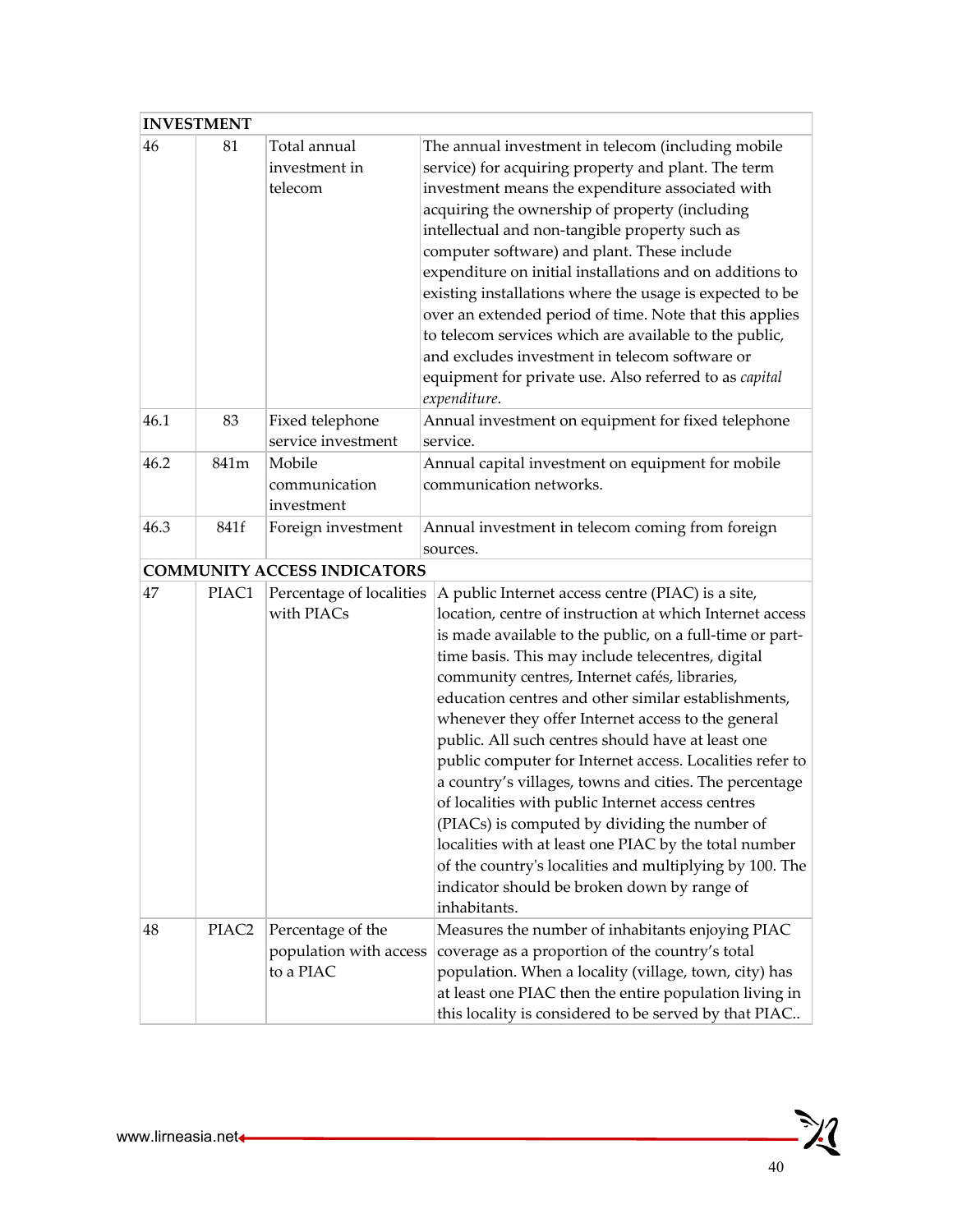| | | | |
|---|---|---|---|
| **INVESTMENT** | | | |
| 46 | 81 | Total annual investment in telecom | The annual investment in telecom (including mobile service) for acquiring property and plant. The term investment means the expenditure associated with acquiring the ownership of property (including intellectual and non-tangible property such as computer software) and plant. These include expenditure on initial installations and on additions to existing installations where the usage is expected to be over an extended period of time. Note that this applies to telecom services which are available to the public, and excludes investment in telecom software or equipment for private use. Also referred to as *capital expenditure*. |
| 46.1 | 83 | Fixed telephone service investment | Annual investment on equipment for fixed telephone service. |
| 46.2 | 841m | Mobile communication investment | Annual capital investment on equipment for mobile communication networks. |
| 46.3 | 841f | Foreign investment | Annual investment in telecom coming from foreign sources. |
| **COMMUNITY ACCESS INDICATORS** | | | |
| 47 | PIAC1 | Percentage of localities with PIACs | A public Internet access centre (PIAC) is a site, location, centre of instruction at which Internet access is made available to the public, on a full-time or part-time basis. This may include telecentres, digital community centres, Internet cafés, libraries, education centres and other similar establishments, whenever they offer Internet access to the general public. All such centres should have at least one public computer for Internet access. Localities refer to a country's villages, towns and cities. The percentage of localities with public Internet access centres (PIACs) is computed by dividing the number of localities with at least one PIAC by the total number of the country's localities and multiplying by 100. The indicator should be broken down by range of inhabitants. |
| 48 | PIAC2 | Percentage of the population with access to a PIAC | Measures the number of inhabitants enjoying PIAC coverage as a proportion of the country's total population. When a locality (village, town, city) has at least one PIAC then the entire population living in this locality is considered to be served by that PIAC.. |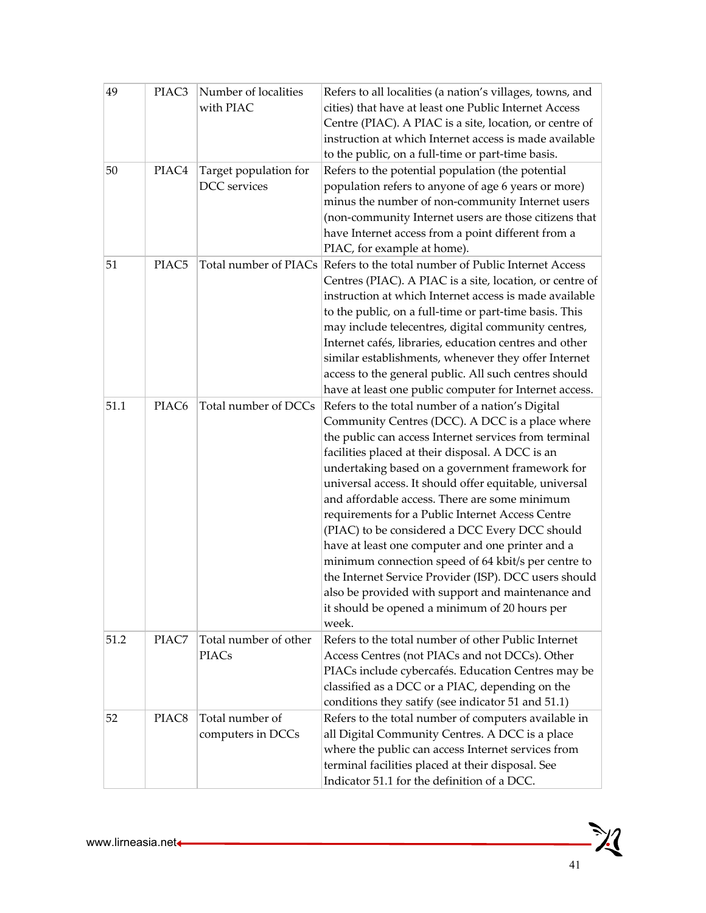| | | | |
|---|---|---|---|
| 49 | PIAC3 | Number of localities with PIAC | Refers to all localities (a nation's villages, towns, and cities) that have at least one Public Internet Access Centre (PIAC). A PIAC is a site, location, or centre of instruction at which Internet access is made available to the public, on a full-time or part-time basis. |
| 50 | PIAC4 | Target population for DCC services | Refers to the potential population (the potential population refers to anyone of age 6 years or more) minus the number of non-community Internet users (non-community Internet users are those citizens that have Internet access from a point different from a PIAC, for example at home). |
| 51 | PIAC5 | Total number of PIACs | Refers to the total number of Public Internet Access Centres (PIAC). A PIAC is a site, location, or centre of instruction at which Internet access is made available to the public, on a full-time or part-time basis. This may include telecentres, digital community centres, Internet cafés, libraries, education centres and other similar establishments, whenever they offer Internet access to the general public. All such centres should have at least one public computer for Internet access. |
| 51.1 | PIAC6 | Total number of DCCs | Refers to the total number of a nation's Digital Community Centres (DCC). A DCC is a place where the public can access Internet services from terminal facilities placed at their disposal. A DCC is an undertaking based on a government framework for universal access. It should offer equitable, universal and affordable access. There are some minimum requirements for a Public Internet Access Centre (PIAC) to be considered a DCC Every DCC should have at least one computer and one printer and a minimum connection speed of 64 kbit/s per centre to the Internet Service Provider (ISP). DCC users should also be provided with support and maintenance and it should be opened a minimum of 20 hours per week. |
| 51.2 | PIAC7 | Total number of other PIACs | Refers to the total number of other Public Internet Access Centres (not PIACs and not DCCs). Other PIACs include cybercafés. Education Centres may be classified as a DCC or a PIAC, depending on the conditions they satisfy (see indicator 51 and 51.1) |
| 52 | PIAC8 | Total number of computers in DCCs | Refers to the total number of computers available in all Digital Community Centres. A DCC is a place where the public can access Internet services from terminal facilities placed at their disposal. See Indicator 51.1 for the definition of a DCC. |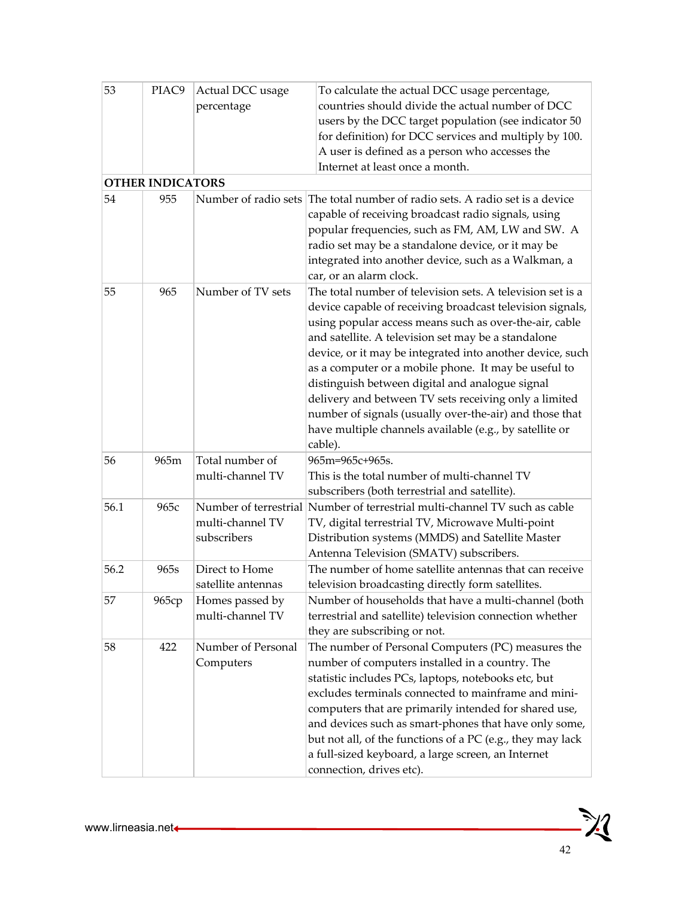| | | | |
|---|---|---|---|
| 53 | PIAC9 | Actual DCC usage percentage | To calculate the actual DCC usage percentage, countries should divide the actual number of DCC users by the DCC target population (see indicator 50 for definition) for DCC services and multiply by 100. A user is defined as a person who accesses the Internet at least once a month. |
| **OTHER INDICATORS** | | | |
| 54 | 955 | Number of radio sets | The total number of radio sets. A radio set is a device capable of receiving broadcast radio signals, using popular frequencies, such as FM, AM, LW and SW. A radio set may be a standalone device, or it may be integrated into another device, such as a Walkman, a car, or an alarm clock. |
| 55 | 965 | Number of TV sets | The total number of television sets. A television set is a device capable of receiving broadcast television signals, using popular access means such as over-the-air, cable and satellite. A television set may be a standalone device, or it may be integrated into another device, such as a computer or a mobile phone. It may be useful to distinguish between digital and analogue signal delivery and between TV sets receiving only a limited number of signals (usually over-the-air) and those that have multiple channels available (e.g., by satellite or cable). |
| 56 | 965m | Total number of multi-channel TV | 965m=965c+965s. This is the total number of multi-channel TV subscribers (both terrestrial and satellite). |
| 56.1 | 965c | Number of terrestrial multi-channel TV subscribers | Number of terrestrial multi-channel TV such as cable TV, digital terrestrial TV, Microwave Multi-point Distribution systems (MMDS) and Satellite Master Antenna Television (SMATV) subscribers. |
| 56.2 | 965s | Direct to Home satellite antennas | The number of home satellite antennas that can receive television broadcasting directly form satellites. |
| 57 | 965cp | Homes passed by multi-channel TV | Number of households that have a multi-channel (both terrestrial and satellite) television connection whether they are subscribing or not. |
| 58 | 422 | Number of Personal Computers | The number of Personal Computers (PC) measures the number of computers installed in a country. The statistic includes PCs, laptops, notebooks etc, but excludes terminals connected to mainframe and mini-computers that are primarily intended for shared use, and devices such as smart-phones that have only some, but not all, of the functions of a PC (e.g., they may lack a full-sized keyboard, a large screen, an Internet connection, drives etc). |